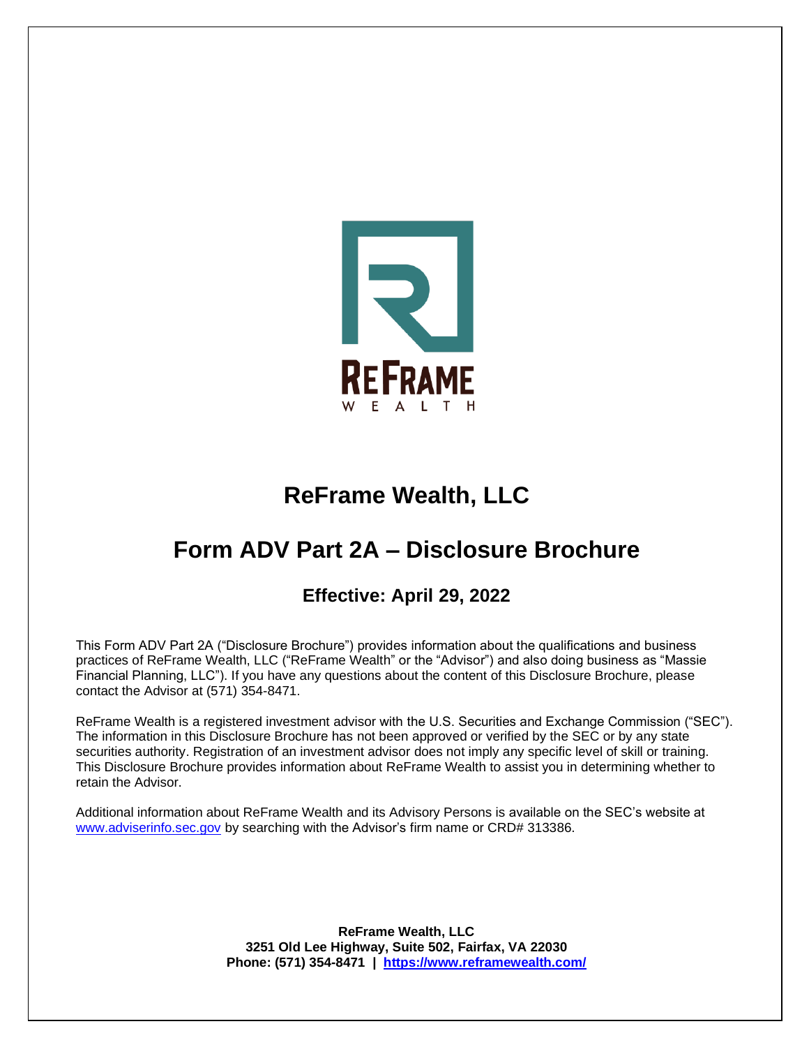# ReFrame Wealth, LLC

# Form ADV Part 2A – Disclosure Brochure

### Effective: April 29, 2022

This Form ADV Part 2A ("Disclosure Brochure") provides information about the qualifications and business practices of ReFrame Wealth, LLC ("ReFrame Wealth" or the "Advisor") and also doing business as "Massie Financial Planning, LLC"). If you have any questions about the content of this Disclosure Brochure, please contact the Advisor at (571) 354-8471.

ReFrame Wealth is a registered investment advisor with the U.S. Securities and Exchange Commission ("SEC"). The information in this Disclosure Brochure has not been approved or verified by the SEC or by any state securities authority. Registration of an investment advisor does not imply any specific level of skill or training. This Disclosure Brochure provides information about ReFrame Wealth to assist you in determining whether to retain the Advisor.

Additional information about ReFrame Wealth and its Advisory Persons is available on the SEC's website at [www.adviserinfo.sec.gov](http://www.adviserinfo.sec.gov) by searching with the Advisor's firm name or CRD# 313386.

**ReFrame Wealth, LLC**
**3251 Old Lee Highway, Suite 502, Fairfax, VA 22030**
**Phone: (571) 354-8471 | [https://www.reframewealth.com/](https://www.reframewealth.com/)**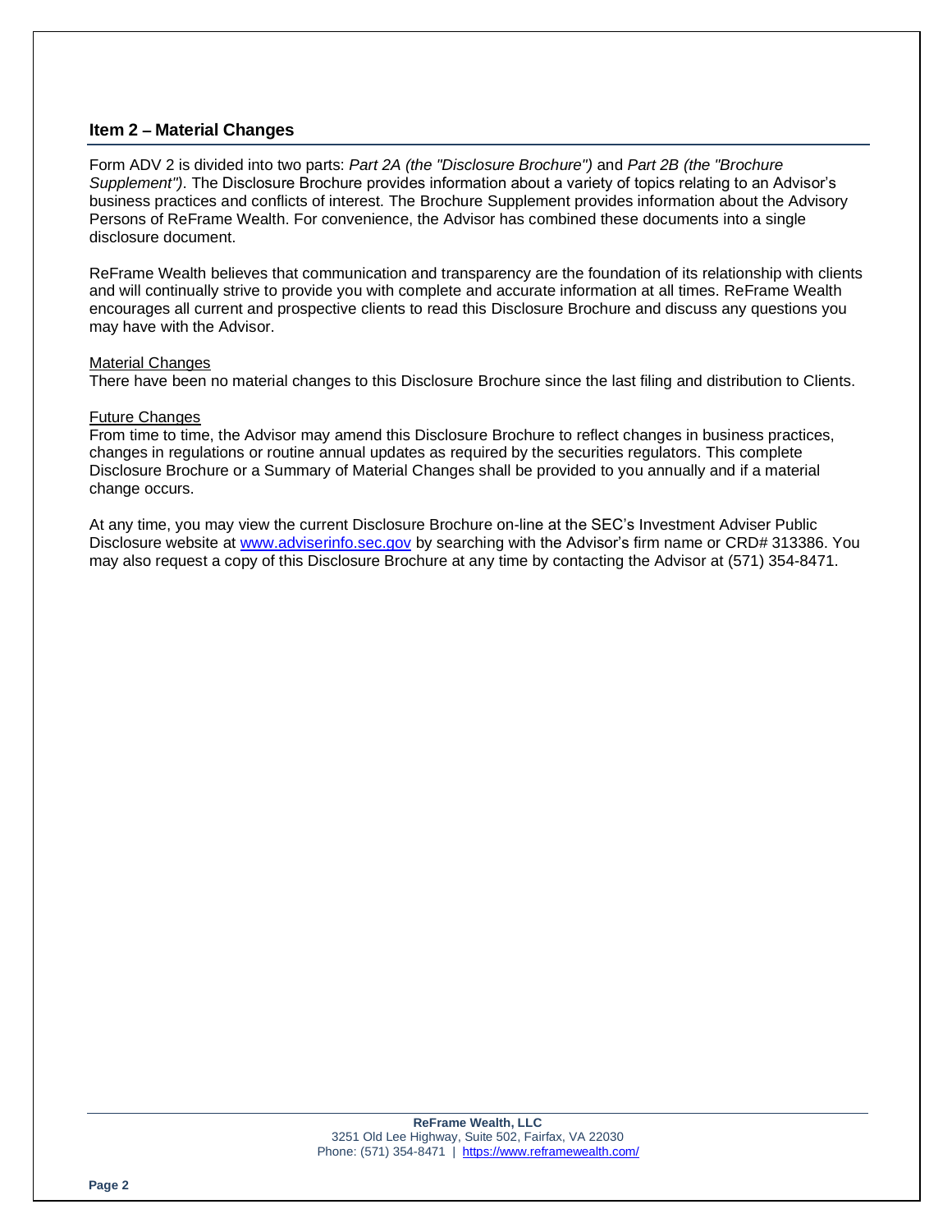## Item 2 – Material Changes

Form ADV 2 is divided into two parts: *Part 2A (the "Disclosure Brochure")* and *Part 2B (the "Brochure Supplement")*. The Disclosure Brochure provides information about a variety of topics relating to an Advisor's business practices and conflicts of interest. The Brochure Supplement provides information about the Advisory Persons of ReFrame Wealth. For convenience, the Advisor has combined these documents into a single disclosure document.

ReFrame Wealth believes that communication and transparency are the foundation of its relationship with clients and will continually strive to provide you with complete and accurate information at all times. ReFrame Wealth encourages all current and prospective clients to read this Disclosure Brochure and discuss any questions you may have with the Advisor.

Material Changes

There have been no material changes to this Disclosure Brochure since the last filing and distribution to Clients.

Future Changes

From time to time, the Advisor may amend this Disclosure Brochure to reflect changes in business practices, changes in regulations or routine annual updates as required by the securities regulators. This complete Disclosure Brochure or a Summary of Material Changes shall be provided to you annually and if a material change occurs.

At any time, you may view the current Disclosure Brochure on-line at the SEC's Investment Adviser Public Disclosure website at [www.adviserinfo.sec.gov](http://www.adviserinfo.sec.gov) by searching with the Advisor's firm name or CRD# 313386. You may also request a copy of this Disclosure Brochure at any time by contacting the Advisor at (571) 354-8471.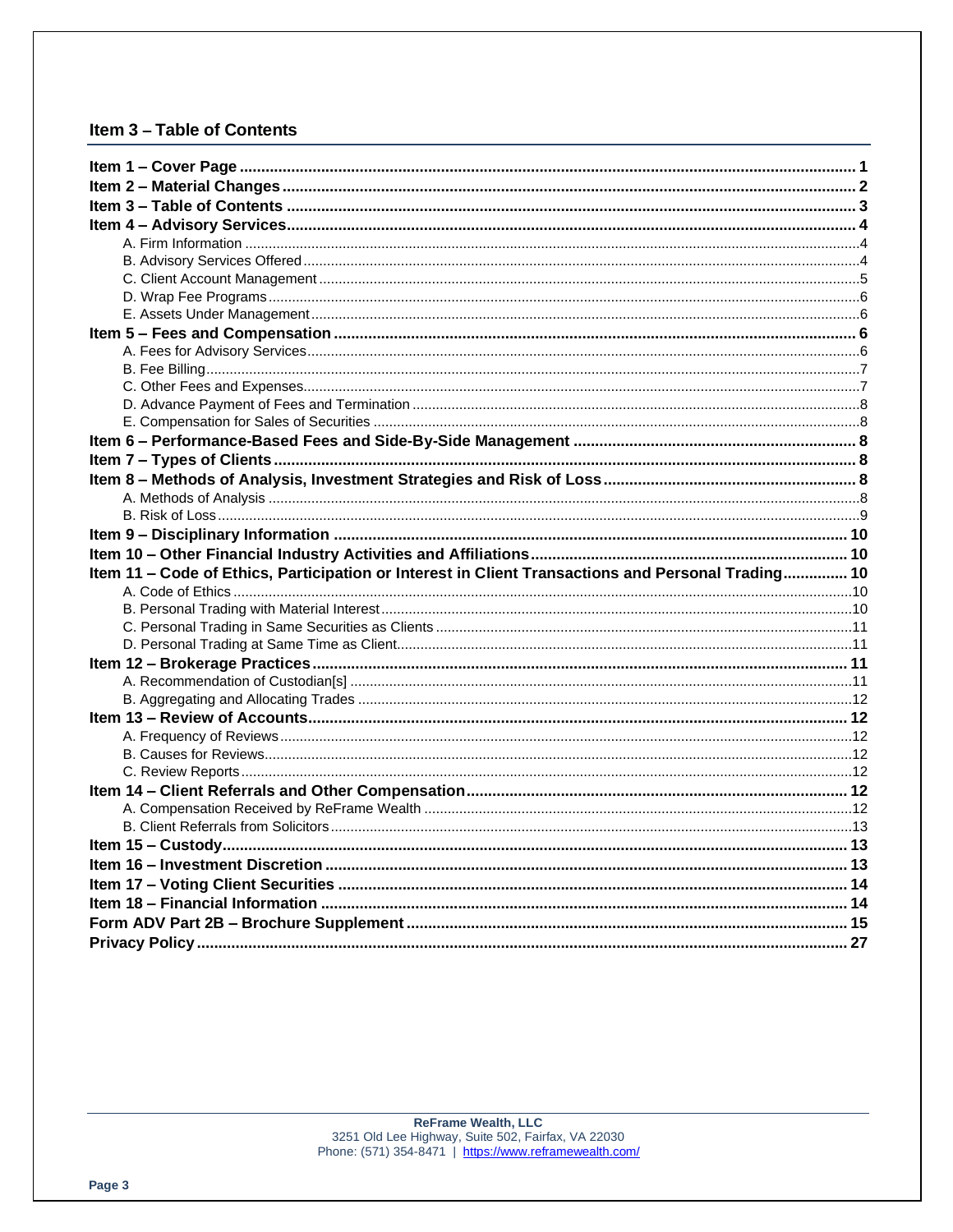## Item 3 – Table of Contents

| | |
|---|---|
| **Item 1 – Cover Page** | **1** |
| **Item 2 – Material Changes** | **2** |
| **Item 3 – Table of Contents** | **3** |
| **Item 4 – Advisory Services** | **4** |
| A. Firm Information | 4 |
| B. Advisory Services Offered | 4 |
| C. Client Account Management | 5 |
| D. Wrap Fee Programs | 6 |
| E. Assets Under Management | 6 |
| **Item 5 – Fees and Compensation** | **6** |
| A. Fees for Advisory Services | 6 |
| B. Fee Billing | 7 |
| C. Other Fees and Expenses | 7 |
| D. Advance Payment of Fees and Termination | 8 |
| E. Compensation for Sales of Securities | 8 |
| **Item 6 – Performance-Based Fees and Side-By-Side Management** | **8** |
| **Item 7 – Types of Clients** | **8** |
| **Item 8 – Methods of Analysis, Investment Strategies and Risk of Loss** | **8** |
| A. Methods of Analysis | 8 |
| B. Risk of Loss | 9 |
| **Item 9 – Disciplinary Information** | **10** |
| **Item 10 – Other Financial Industry Activities and Affiliations** | **10** |
| **Item 11 – Code of Ethics, Participation or Interest in Client Transactions and Personal Trading** | **10** |
| A. Code of Ethics | 10 |
| B. Personal Trading with Material Interest | 10 |
| C. Personal Trading in Same Securities as Clients | 11 |
| D. Personal Trading at Same Time as Client | 11 |
| **Item 12 – Brokerage Practices** | **11** |
| A. Recommendation of Custodian[s] | 11 |
| B. Aggregating and Allocating Trades | 12 |
| **Item 13 – Review of Accounts** | **12** |
| A. Frequency of Reviews | 12 |
| B. Causes for Reviews | 12 |
| C. Review Reports | 12 |
| **Item 14 – Client Referrals and Other Compensation** | **12** |
| A. Compensation Received by ReFrame Wealth | 12 |
| B. Client Referrals from Solicitors | 13 |
| **Item 15 – Custody** | **13** |
| **Item 16 – Investment Discretion** | **13** |
| **Item 17 – Voting Client Securities** | **14** |
| **Item 18 – Financial Information** | **14** |
| **Form ADV Part 2B – Brochure Supplement** | **15** |
| **Privacy Policy** | **27** |

**ReFrame Wealth, LLC**
3251 Old Lee Highway, Suite 502, Fairfax, VA 22030
Phone: (571) 354-8471 | https://www.reframewealth.com/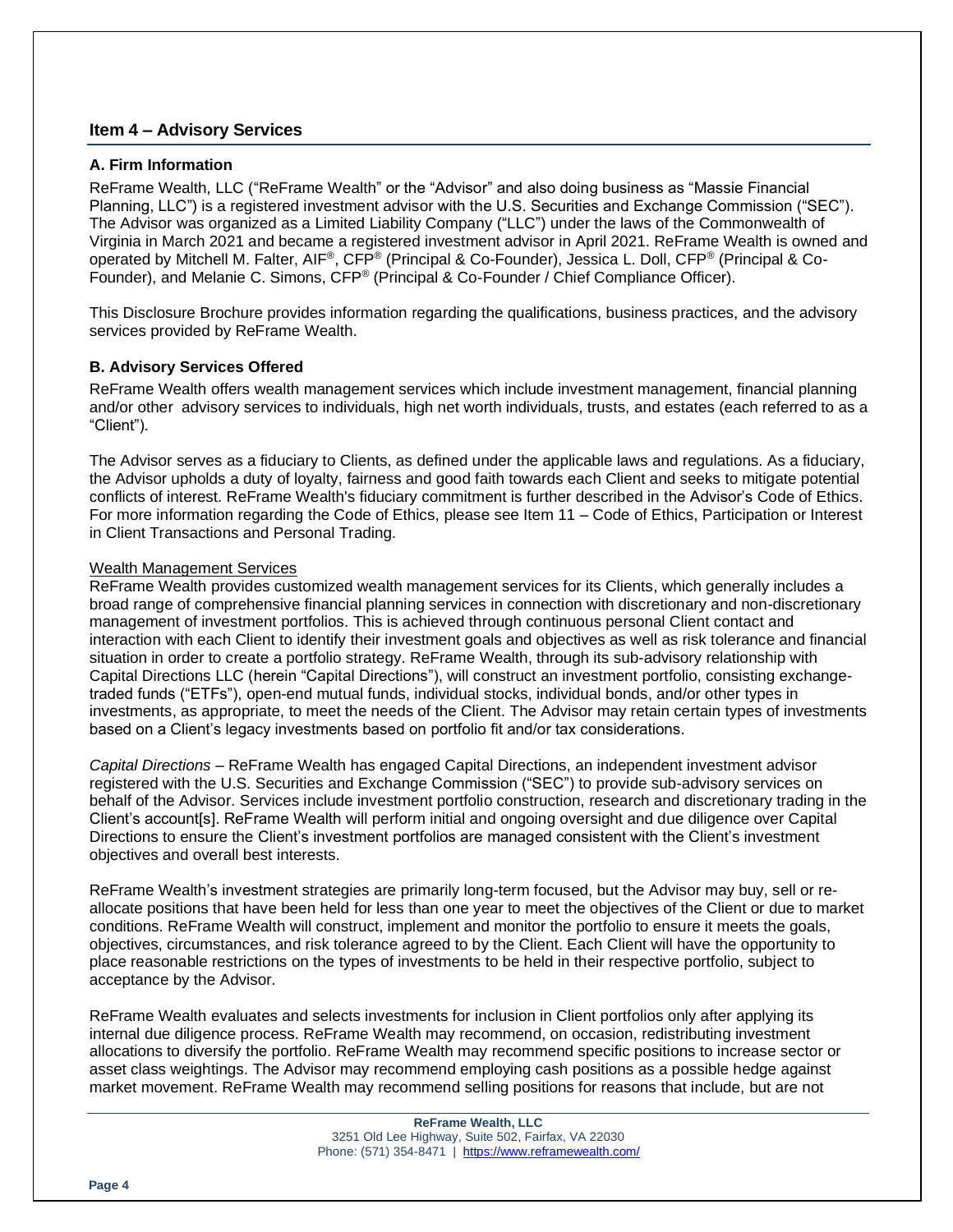## Item 4 – Advisory Services

### A. Firm Information

ReFrame Wealth, LLC ("ReFrame Wealth" or the "Advisor" and also doing business as "Massie Financial Planning, LLC") is a registered investment advisor with the U.S. Securities and Exchange Commission ("SEC"). The Advisor was organized as a Limited Liability Company ("LLC") under the laws of the Commonwealth of Virginia in March 2021 and became a registered investment advisor in April 2021. ReFrame Wealth is owned and operated by Mitchell M. Falter, AIF®, CFP® (Principal & Co-Founder), Jessica L. Doll, CFP® (Principal & Co-Founder), and Melanie C. Simons, CFP® (Principal & Co-Founder / Chief Compliance Officer).

This Disclosure Brochure provides information regarding the qualifications, business practices, and the advisory services provided by ReFrame Wealth.

### B. Advisory Services Offered

ReFrame Wealth offers wealth management services which include investment management, financial planning and/or other advisory services to individuals, high net worth individuals, trusts, and estates (each referred to as a "Client").

The Advisor serves as a fiduciary to Clients, as defined under the applicable laws and regulations. As a fiduciary, the Advisor upholds a duty of loyalty, fairness and good faith towards each Client and seeks to mitigate potential conflicts of interest. ReFrame Wealth's fiduciary commitment is further described in the Advisor's Code of Ethics. For more information regarding the Code of Ethics, please see Item 11 – Code of Ethics, Participation or Interest in Client Transactions and Personal Trading.

<u>Wealth Management Services</u>

ReFrame Wealth provides customized wealth management services for its Clients, which generally includes a broad range of comprehensive financial planning services in connection with discretionary and non-discretionary management of investment portfolios. This is achieved through continuous personal Client contact and interaction with each Client to identify their investment goals and objectives as well as risk tolerance and financial situation in order to create a portfolio strategy. ReFrame Wealth, through its sub-advisory relationship with Capital Directions LLC (herein "Capital Directions"), will construct an investment portfolio, consisting exchange-traded funds ("ETFs"), open-end mutual funds, individual stocks, individual bonds, and/or other types in investments, as appropriate, to meet the needs of the Client. The Advisor may retain certain types of investments based on a Client's legacy investments based on portfolio fit and/or tax considerations.

*Capital Directions* – ReFrame Wealth has engaged Capital Directions, an independent investment advisor registered with the U.S. Securities and Exchange Commission ("SEC") to provide sub-advisory services on behalf of the Advisor. Services include investment portfolio construction, research and discretionary trading in the Client's account[s]. ReFrame Wealth will perform initial and ongoing oversight and due diligence over Capital Directions to ensure the Client's investment portfolios are managed consistent with the Client's investment objectives and overall best interests.

ReFrame Wealth's investment strategies are primarily long-term focused, but the Advisor may buy, sell or re-allocate positions that have been held for less than one year to meet the objectives of the Client or due to market conditions. ReFrame Wealth will construct, implement and monitor the portfolio to ensure it meets the goals, objectives, circumstances, and risk tolerance agreed to by the Client. Each Client will have the opportunity to place reasonable restrictions on the types of investments to be held in their respective portfolio, subject to acceptance by the Advisor.

ReFrame Wealth evaluates and selects investments for inclusion in Client portfolios only after applying its internal due diligence process. ReFrame Wealth may recommend, on occasion, redistributing investment allocations to diversify the portfolio. ReFrame Wealth may recommend specific positions to increase sector or asset class weightings. The Advisor may recommend employing cash positions as a possible hedge against market movement. ReFrame Wealth may recommend selling positions for reasons that include, but are not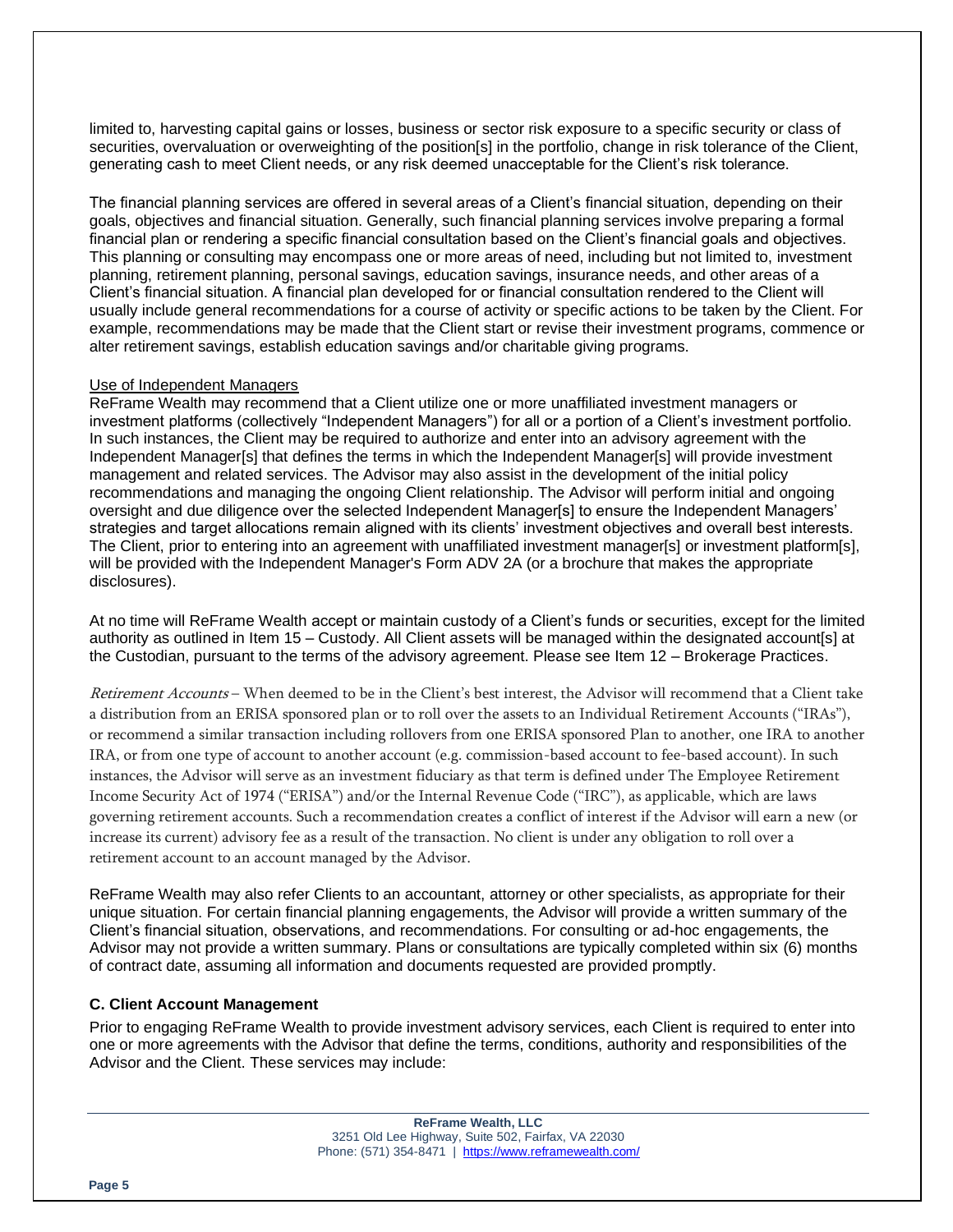limited to, harvesting capital gains or losses, business or sector risk exposure to a specific security or class of securities, overvaluation or overweighting of the position[s] in the portfolio, change in risk tolerance of the Client, generating cash to meet Client needs, or any risk deemed unacceptable for the Client's risk tolerance.

The financial planning services are offered in several areas of a Client's financial situation, depending on their goals, objectives and financial situation. Generally, such financial planning services involve preparing a formal financial plan or rendering a specific financial consultation based on the Client's financial goals and objectives. This planning or consulting may encompass one or more areas of need, including but not limited to, investment planning, retirement planning, personal savings, education savings, insurance needs, and other areas of a Client's financial situation. A financial plan developed for or financial consultation rendered to the Client will usually include general recommendations for a course of activity or specific actions to be taken by the Client. For example, recommendations may be made that the Client start or revise their investment programs, commence or alter retirement savings, establish education savings and/or charitable giving programs.

Use of Independent Managers

ReFrame Wealth may recommend that a Client utilize one or more unaffiliated investment managers or investment platforms (collectively "Independent Managers") for all or a portion of a Client's investment portfolio. In such instances, the Client may be required to authorize and enter into an advisory agreement with the Independent Manager[s] that defines the terms in which the Independent Manager[s] will provide investment management and related services. The Advisor may also assist in the development of the initial policy recommendations and managing the ongoing Client relationship. The Advisor will perform initial and ongoing oversight and due diligence over the selected Independent Manager[s] to ensure the Independent Managers' strategies and target allocations remain aligned with its clients' investment objectives and overall best interests. The Client, prior to entering into an agreement with unaffiliated investment manager[s] or investment platform[s], will be provided with the Independent Manager's Form ADV 2A (or a brochure that makes the appropriate disclosures).

At no time will ReFrame Wealth accept or maintain custody of a Client's funds or securities, except for the limited authority as outlined in Item 15 – Custody. All Client assets will be managed within the designated account[s] at the Custodian, pursuant to the terms of the advisory agreement. Please see Item 12 – Brokerage Practices.

*Retirement Accounts* – When deemed to be in the Client's best interest, the Advisor will recommend that a Client take a distribution from an ERISA sponsored plan or to roll over the assets to an Individual Retirement Accounts ("IRAs"), or recommend a similar transaction including rollovers from one ERISA sponsored Plan to another, one IRA to another IRA, or from one type of account to another account (e.g. commission-based account to fee-based account). In such instances, the Advisor will serve as an investment fiduciary as that term is defined under The Employee Retirement Income Security Act of 1974 ("ERISA") and/or the Internal Revenue Code ("IRC"), as applicable, which are laws governing retirement accounts. Such a recommendation creates a conflict of interest if the Advisor will earn a new (or increase its current) advisory fee as a result of the transaction. No client is under any obligation to roll over a retirement account to an account managed by the Advisor.

ReFrame Wealth may also refer Clients to an accountant, attorney or other specialists, as appropriate for their unique situation. For certain financial planning engagements, the Advisor will provide a written summary of the Client's financial situation, observations, and recommendations. For consulting or ad-hoc engagements, the Advisor may not provide a written summary. Plans or consultations are typically completed within six (6) months of contract date, assuming all information and documents requested are provided promptly.

### C. Client Account Management

Prior to engaging ReFrame Wealth to provide investment advisory services, each Client is required to enter into one or more agreements with the Advisor that define the terms, conditions, authority and responsibilities of the Advisor and the Client. These services may include: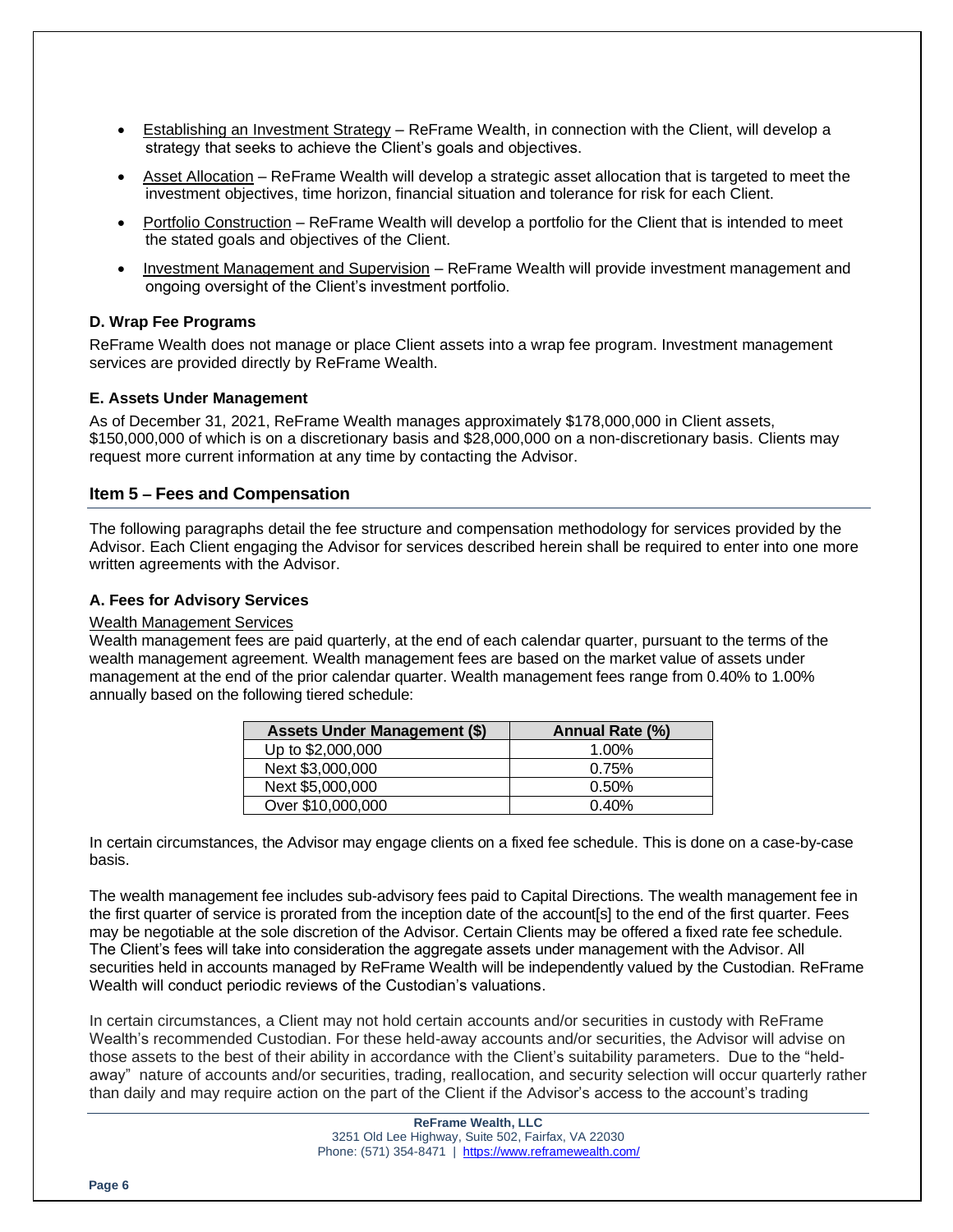- Establishing an Investment Strategy – ReFrame Wealth, in connection with the Client, will develop a strategy that seeks to achieve the Client's goals and objectives.
- Asset Allocation – ReFrame Wealth will develop a strategic asset allocation that is targeted to meet the investment objectives, time horizon, financial situation and tolerance for risk for each Client.
- Portfolio Construction – ReFrame Wealth will develop a portfolio for the Client that is intended to meet the stated goals and objectives of the Client.
- Investment Management and Supervision – ReFrame Wealth will provide investment management and ongoing oversight of the Client's investment portfolio.

### D. Wrap Fee Programs

ReFrame Wealth does not manage or place Client assets into a wrap fee program. Investment management services are provided directly by ReFrame Wealth.

### E. Assets Under Management

As of December 31, 2021, ReFrame Wealth manages approximately $178,000,000 in Client assets, $150,000,000 of which is on a discretionary basis and $28,000,000 on a non-discretionary basis. Clients may request more current information at any time by contacting the Advisor.

## Item 5 – Fees and Compensation

The following paragraphs detail the fee structure and compensation methodology for services provided by the Advisor. Each Client engaging the Advisor for services described herein shall be required to enter into one more written agreements with the Advisor.

### A. Fees for Advisory Services

Wealth Management Services

Wealth management fees are paid quarterly, at the end of each calendar quarter, pursuant to the terms of the wealth management agreement. Wealth management fees are based on the market value of assets under management at the end of the prior calendar quarter. Wealth management fees range from 0.40% to 1.00% annually based on the following tiered schedule:

| Assets Under Management ($) | Annual Rate (%) |
|---|---|
| Up to $2,000,000 | 1.00% |
| Next $3,000,000 | 0.75% |
| Next $5,000,000 | 0.50% |
| Over $10,000,000 | 0.40% |

In certain circumstances, the Advisor may engage clients on a fixed fee schedule. This is done on a case-by-case basis.

The wealth management fee includes sub-advisory fees paid to Capital Directions. The wealth management fee in the first quarter of service is prorated from the inception date of the account[s] to the end of the first quarter. Fees may be negotiable at the sole discretion of the Advisor. Certain Clients may be offered a fixed rate fee schedule. The Client's fees will take into consideration the aggregate assets under management with the Advisor. All securities held in accounts managed by ReFrame Wealth will be independently valued by the Custodian. ReFrame Wealth will conduct periodic reviews of the Custodian's valuations.

In certain circumstances, a Client may not hold certain accounts and/or securities in custody with ReFrame Wealth's recommended Custodian. For these held-away accounts and/or securities, the Advisor will advise on those assets to the best of their ability in accordance with the Client's suitability parameters. Due to the "held-away" nature of accounts and/or securities, trading, reallocation, and security selection will occur quarterly rather than daily and may require action on the part of the Client if the Advisor's access to the account's trading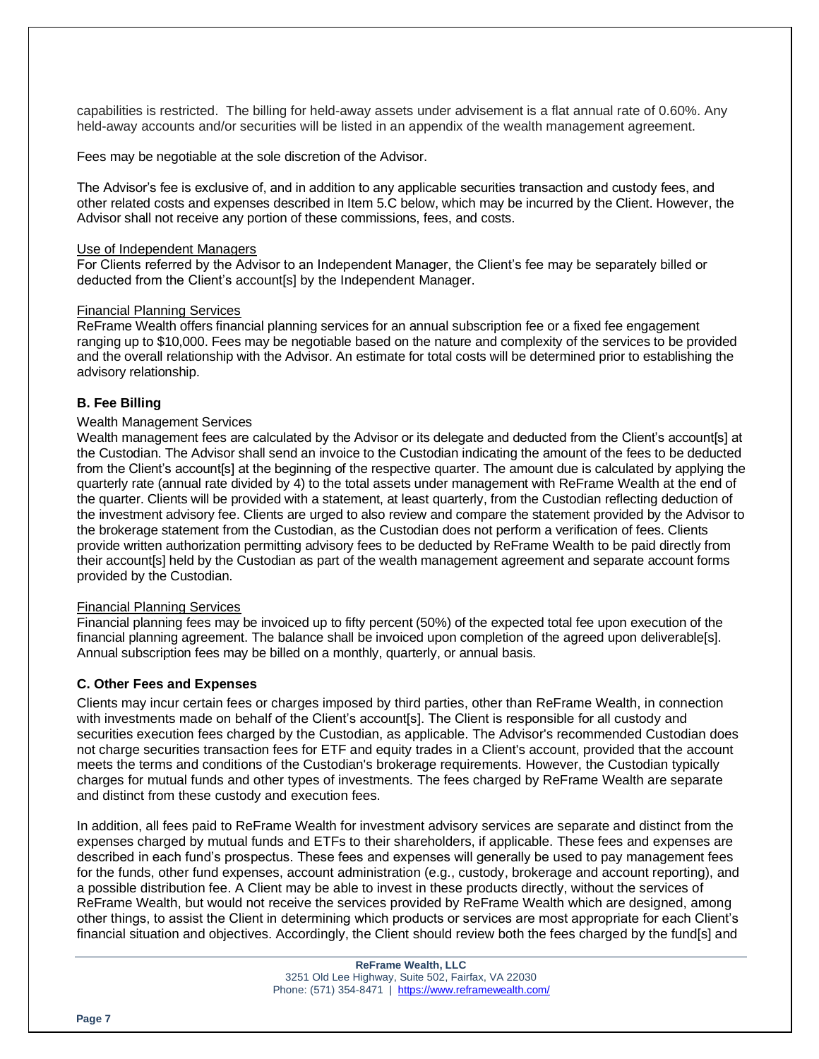capabilities is restricted. The billing for held-away assets under advisement is a flat annual rate of 0.60%. Any held-away accounts and/or securities will be listed in an appendix of the wealth management agreement.

Fees may be negotiable at the sole discretion of the Advisor.

The Advisor's fee is exclusive of, and in addition to any applicable securities transaction and custody fees, and other related costs and expenses described in Item 5.C below, which may be incurred by the Client. However, the Advisor shall not receive any portion of these commissions, fees, and costs.

Use of Independent Managers

For Clients referred by the Advisor to an Independent Manager, the Client's fee may be separately billed or deducted from the Client's account[s] by the Independent Manager.

Financial Planning Services

ReFrame Wealth offers financial planning services for an annual subscription fee or a fixed fee engagement ranging up to $10,000. Fees may be negotiable based on the nature and complexity of the services to be provided and the overall relationship with the Advisor. An estimate for total costs will be determined prior to establishing the advisory relationship.

### B. Fee Billing

Wealth Management Services

Wealth management fees are calculated by the Advisor or its delegate and deducted from the Client's account[s] at the Custodian. The Advisor shall send an invoice to the Custodian indicating the amount of the fees to be deducted from the Client's account[s] at the beginning of the respective quarter. The amount due is calculated by applying the quarterly rate (annual rate divided by 4) to the total assets under management with ReFrame Wealth at the end of the quarter. Clients will be provided with a statement, at least quarterly, from the Custodian reflecting deduction of the investment advisory fee. Clients are urged to also review and compare the statement provided by the Advisor to the brokerage statement from the Custodian, as the Custodian does not perform a verification of fees. Clients provide written authorization permitting advisory fees to be deducted by ReFrame Wealth to be paid directly from their account[s] held by the Custodian as part of the wealth management agreement and separate account forms provided by the Custodian.

Financial Planning Services

Financial planning fees may be invoiced up to fifty percent (50%) of the expected total fee upon execution of the financial planning agreement. The balance shall be invoiced upon completion of the agreed upon deliverable[s]. Annual subscription fees may be billed on a monthly, quarterly, or annual basis.

### C. Other Fees and Expenses

Clients may incur certain fees or charges imposed by third parties, other than ReFrame Wealth, in connection with investments made on behalf of the Client's account[s]. The Client is responsible for all custody and securities execution fees charged by the Custodian, as applicable. The Advisor's recommended Custodian does not charge securities transaction fees for ETF and equity trades in a Client's account, provided that the account meets the terms and conditions of the Custodian's brokerage requirements. However, the Custodian typically charges for mutual funds and other types of investments. The fees charged by ReFrame Wealth are separate and distinct from these custody and execution fees.

In addition, all fees paid to ReFrame Wealth for investment advisory services are separate and distinct from the expenses charged by mutual funds and ETFs to their shareholders, if applicable. These fees and expenses are described in each fund's prospectus. These fees and expenses will generally be used to pay management fees for the funds, other fund expenses, account administration (e.g., custody, brokerage and account reporting), and a possible distribution fee. A Client may be able to invest in these products directly, without the services of ReFrame Wealth, but would not receive the services provided by ReFrame Wealth which are designed, among other things, to assist the Client in determining which products or services are most appropriate for each Client's financial situation and objectives. Accordingly, the Client should review both the fees charged by the fund[s] and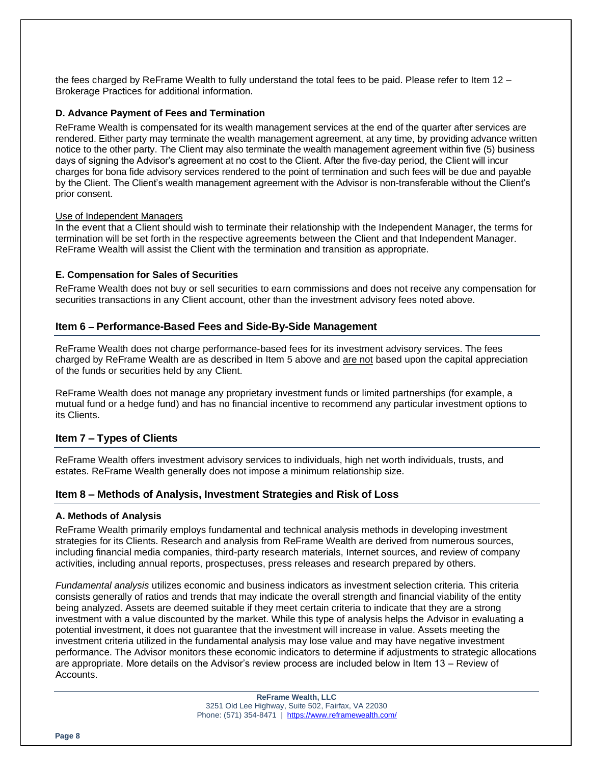the fees charged by ReFrame Wealth to fully understand the total fees to be paid. Please refer to Item 12 – Brokerage Practices for additional information.

### D. Advance Payment of Fees and Termination

ReFrame Wealth is compensated for its wealth management services at the end of the quarter after services are rendered. Either party may terminate the wealth management agreement, at any time, by providing advance written notice to the other party. The Client may also terminate the wealth management agreement within five (5) business days of signing the Advisor's agreement at no cost to the Client. After the five-day period, the Client will incur charges for bona fide advisory services rendered to the point of termination and such fees will be due and payable by the Client. The Client's wealth management agreement with the Advisor is non-transferable without the Client's prior consent.

<u>Use of Independent Managers</u>
In the event that a Client should wish to terminate their relationship with the Independent Manager, the terms for termination will be set forth in the respective agreements between the Client and that Independent Manager. ReFrame Wealth will assist the Client with the termination and transition as appropriate.

### E. Compensation for Sales of Securities

ReFrame Wealth does not buy or sell securities to earn commissions and does not receive any compensation for securities transactions in any Client account, other than the investment advisory fees noted above.

## Item 6 – Performance-Based Fees and Side-By-Side Management

ReFrame Wealth does not charge performance-based fees for its investment advisory services. The fees charged by ReFrame Wealth are as described in Item 5 above and <u>are not</u> based upon the capital appreciation of the funds or securities held by any Client.

ReFrame Wealth does not manage any proprietary investment funds or limited partnerships (for example, a mutual fund or a hedge fund) and has no financial incentive to recommend any particular investment options to its Clients.

## Item 7 – Types of Clients

ReFrame Wealth offers investment advisory services to individuals, high net worth individuals, trusts, and estates. ReFrame Wealth generally does not impose a minimum relationship size.

## Item 8 – Methods of Analysis, Investment Strategies and Risk of Loss

### A. Methods of Analysis

ReFrame Wealth primarily employs fundamental and technical analysis methods in developing investment strategies for its Clients. Research and analysis from ReFrame Wealth are derived from numerous sources, including financial media companies, third-party research materials, Internet sources, and review of company activities, including annual reports, prospectuses, press releases and research prepared by others.

*Fundamental analysis* utilizes economic and business indicators as investment selection criteria. This criteria consists generally of ratios and trends that may indicate the overall strength and financial viability of the entity being analyzed. Assets are deemed suitable if they meet certain criteria to indicate that they are a strong investment with a value discounted by the market. While this type of analysis helps the Advisor in evaluating a potential investment, it does not guarantee that the investment will increase in value. Assets meeting the investment criteria utilized in the fundamental analysis may lose value and may have negative investment performance. The Advisor monitors these economic indicators to determine if adjustments to strategic allocations are appropriate. More details on the Advisor's review process are included below in Item 13 – Review of Accounts.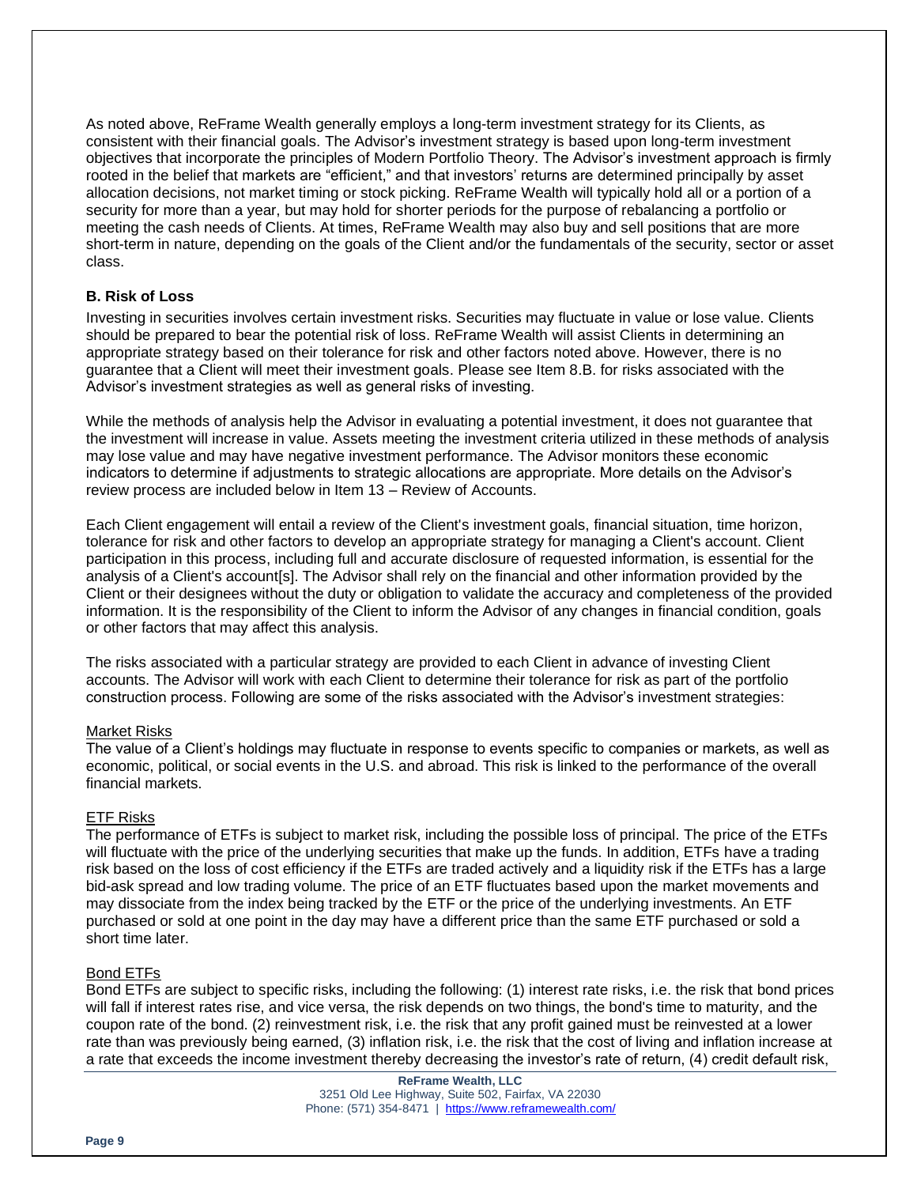As noted above, ReFrame Wealth generally employs a long-term investment strategy for its Clients, as consistent with their financial goals. The Advisor's investment strategy is based upon long-term investment objectives that incorporate the principles of Modern Portfolio Theory. The Advisor's investment approach is firmly rooted in the belief that markets are "efficient," and that investors' returns are determined principally by asset allocation decisions, not market timing or stock picking. ReFrame Wealth will typically hold all or a portion of a security for more than a year, but may hold for shorter periods for the purpose of rebalancing a portfolio or meeting the cash needs of Clients. At times, ReFrame Wealth may also buy and sell positions that are more short-term in nature, depending on the goals of the Client and/or the fundamentals of the security, sector or asset class.

### B. Risk of Loss

Investing in securities involves certain investment risks. Securities may fluctuate in value or lose value. Clients should be prepared to bear the potential risk of loss. ReFrame Wealth will assist Clients in determining an appropriate strategy based on their tolerance for risk and other factors noted above. However, there is no guarantee that a Client will meet their investment goals. Please see Item 8.B. for risks associated with the Advisor's investment strategies as well as general risks of investing.

While the methods of analysis help the Advisor in evaluating a potential investment, it does not guarantee that the investment will increase in value. Assets meeting the investment criteria utilized in these methods of analysis may lose value and may have negative investment performance. The Advisor monitors these economic indicators to determine if adjustments to strategic allocations are appropriate. More details on the Advisor's review process are included below in Item 13 – Review of Accounts.

Each Client engagement will entail a review of the Client's investment goals, financial situation, time horizon, tolerance for risk and other factors to develop an appropriate strategy for managing a Client's account. Client participation in this process, including full and accurate disclosure of requested information, is essential for the analysis of a Client's account[s]. The Advisor shall rely on the financial and other information provided by the Client or their designees without the duty or obligation to validate the accuracy and completeness of the provided information. It is the responsibility of the Client to inform the Advisor of any changes in financial condition, goals or other factors that may affect this analysis.

The risks associated with a particular strategy are provided to each Client in advance of investing Client accounts. The Advisor will work with each Client to determine their tolerance for risk as part of the portfolio construction process. Following are some of the risks associated with the Advisor's investment strategies:

Market Risks
The value of a Client's holdings may fluctuate in response to events specific to companies or markets, as well as economic, political, or social events in the U.S. and abroad. This risk is linked to the performance of the overall financial markets.

ETF Risks
The performance of ETFs is subject to market risk, including the possible loss of principal. The price of the ETFs will fluctuate with the price of the underlying securities that make up the funds. In addition, ETFs have a trading risk based on the loss of cost efficiency if the ETFs are traded actively and a liquidity risk if the ETFs has a large bid-ask spread and low trading volume. The price of an ETF fluctuates based upon the market movements and may dissociate from the index being tracked by the ETF or the price of the underlying investments. An ETF purchased or sold at one point in the day may have a different price than the same ETF purchased or sold a short time later.

Bond ETFs
Bond ETFs are subject to specific risks, including the following: (1) interest rate risks, i.e. the risk that bond prices will fall if interest rates rise, and vice versa, the risk depends on two things, the bond's time to maturity, and the coupon rate of the bond. (2) reinvestment risk, i.e. the risk that any profit gained must be reinvested at a lower rate than was previously being earned, (3) inflation risk, i.e. the risk that the cost of living and inflation increase at a rate that exceeds the income investment thereby decreasing the investor's rate of return, (4) credit default risk,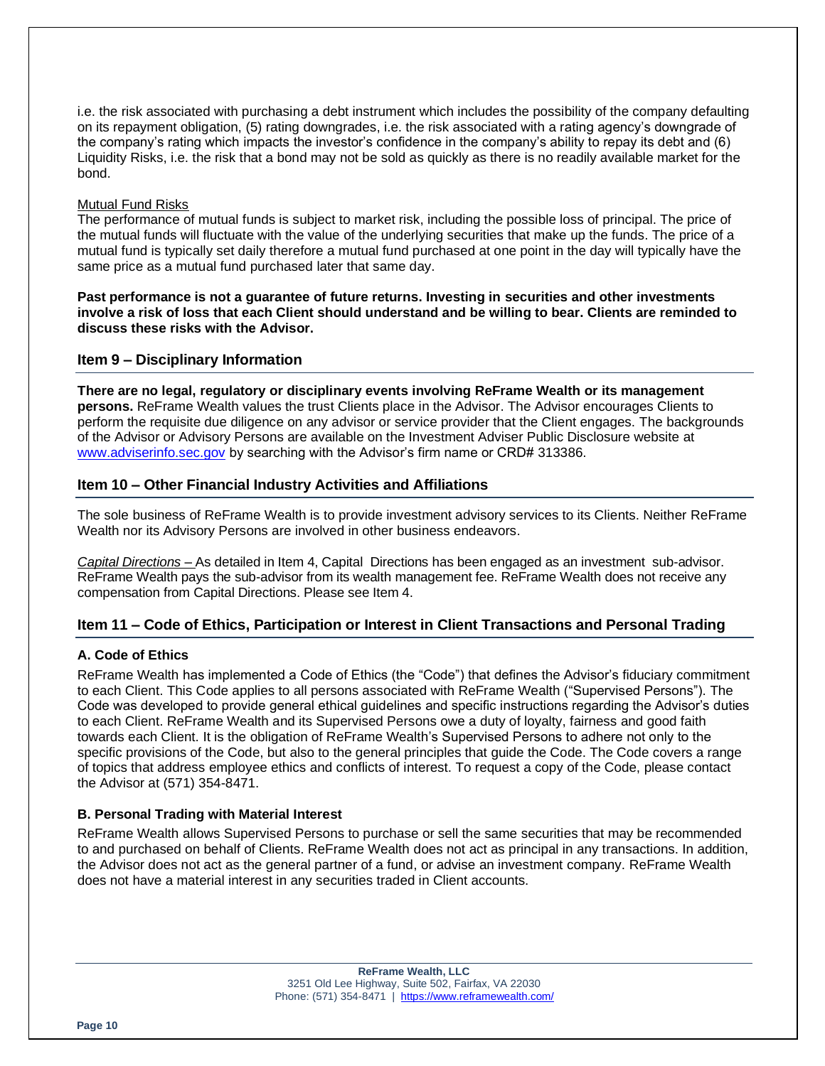i.e. the risk associated with purchasing a debt instrument which includes the possibility of the company defaulting on its repayment obligation, (5) rating downgrades, i.e. the risk associated with a rating agency's downgrade of the company's rating which impacts the investor's confidence in the company's ability to repay its debt and (6) Liquidity Risks, i.e. the risk that a bond may not be sold as quickly as there is no readily available market for the bond.

Mutual Fund Risks

The performance of mutual funds is subject to market risk, including the possible loss of principal. The price of the mutual funds will fluctuate with the value of the underlying securities that make up the funds. The price of a mutual fund is typically set daily therefore a mutual fund purchased at one point in the day will typically have the same price as a mutual fund purchased later that same day.

**Past performance is not a guarantee of future returns. Investing in securities and other investments involve a risk of loss that each Client should understand and be willing to bear. Clients are reminded to discuss these risks with the Advisor.**

## Item 9 – Disciplinary Information

**There are no legal, regulatory or disciplinary events involving ReFrame Wealth or its management persons.** ReFrame Wealth values the trust Clients place in the Advisor. The Advisor encourages Clients to perform the requisite due diligence on any advisor or service provider that the Client engages. The backgrounds of the Advisor or Advisory Persons are available on the Investment Adviser Public Disclosure website at www.adviserinfo.sec.gov by searching with the Advisor's firm name or CRD# 313386.

## Item 10 – Other Financial Industry Activities and Affiliations

The sole business of ReFrame Wealth is to provide investment advisory services to its Clients. Neither ReFrame Wealth nor its Advisory Persons are involved in other business endeavors.

*Capital Directions* – As detailed in Item 4, Capital Directions has been engaged as an investment sub-advisor. ReFrame Wealth pays the sub-advisor from its wealth management fee. ReFrame Wealth does not receive any compensation from Capital Directions. Please see Item 4.

## Item 11 – Code of Ethics, Participation or Interest in Client Transactions and Personal Trading

### A. Code of Ethics

ReFrame Wealth has implemented a Code of Ethics (the "Code") that defines the Advisor's fiduciary commitment to each Client. This Code applies to all persons associated with ReFrame Wealth ("Supervised Persons"). The Code was developed to provide general ethical guidelines and specific instructions regarding the Advisor's duties to each Client. ReFrame Wealth and its Supervised Persons owe a duty of loyalty, fairness and good faith towards each Client. It is the obligation of ReFrame Wealth's Supervised Persons to adhere not only to the specific provisions of the Code, but also to the general principles that guide the Code. The Code covers a range of topics that address employee ethics and conflicts of interest. To request a copy of the Code, please contact the Advisor at (571) 354-8471.

### B. Personal Trading with Material Interest

ReFrame Wealth allows Supervised Persons to purchase or sell the same securities that may be recommended to and purchased on behalf of Clients. ReFrame Wealth does not act as principal in any transactions. In addition, the Advisor does not act as the general partner of a fund, or advise an investment company. ReFrame Wealth does not have a material interest in any securities traded in Client accounts.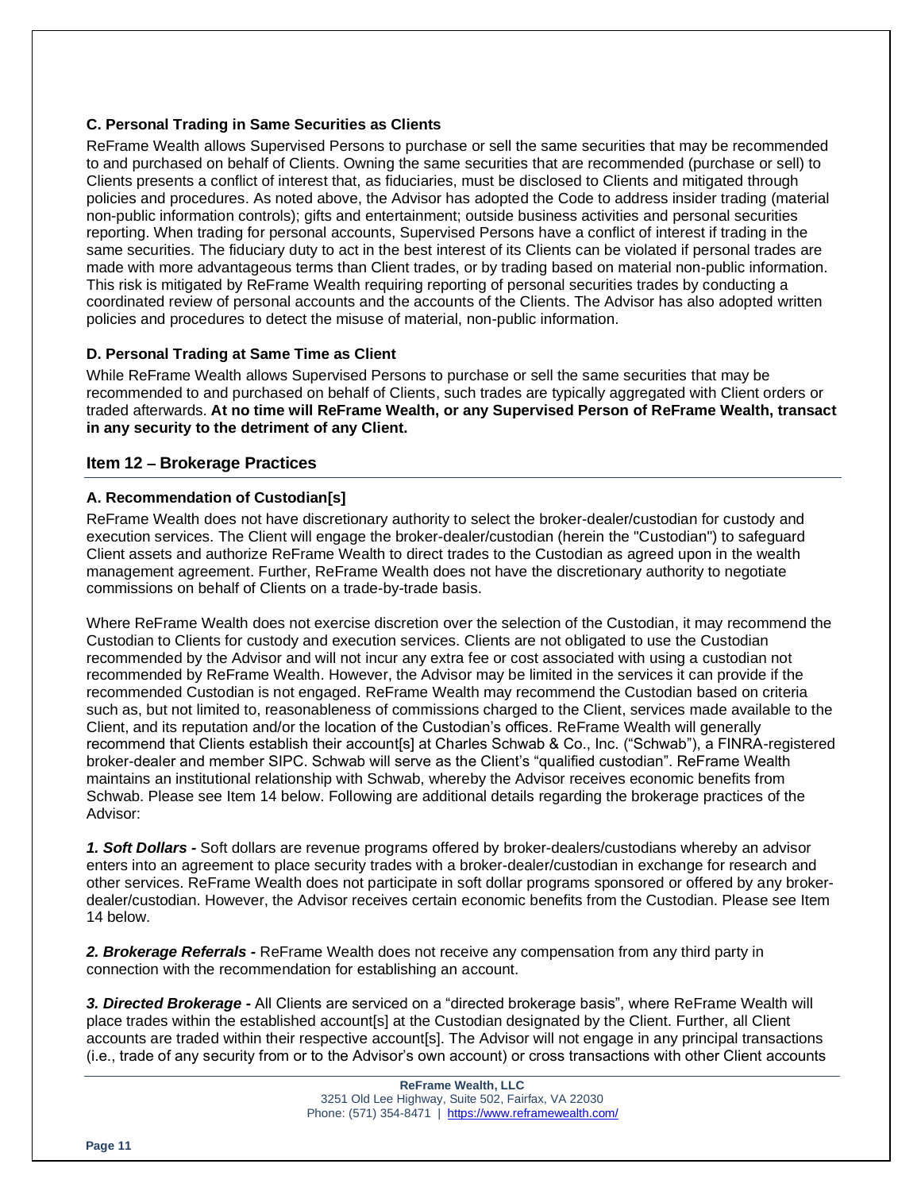### C. Personal Trading in Same Securities as Clients

ReFrame Wealth allows Supervised Persons to purchase or sell the same securities that may be recommended to and purchased on behalf of Clients. Owning the same securities that are recommended (purchase or sell) to Clients presents a conflict of interest that, as fiduciaries, must be disclosed to Clients and mitigated through policies and procedures. As noted above, the Advisor has adopted the Code to address insider trading (material non-public information controls); gifts and entertainment; outside business activities and personal securities reporting. When trading for personal accounts, Supervised Persons have a conflict of interest if trading in the same securities. The fiduciary duty to act in the best interest of its Clients can be violated if personal trades are made with more advantageous terms than Client trades, or by trading based on material non-public information. This risk is mitigated by ReFrame Wealth requiring reporting of personal securities trades by conducting a coordinated review of personal accounts and the accounts of the Clients. The Advisor has also adopted written policies and procedures to detect the misuse of material, non-public information.

### D. Personal Trading at Same Time as Client

While ReFrame Wealth allows Supervised Persons to purchase or sell the same securities that may be recommended to and purchased on behalf of Clients, such trades are typically aggregated with Client orders or traded afterwards. **At no time will ReFrame Wealth, or any Supervised Person of ReFrame Wealth, transact in any security to the detriment of any Client.**

## Item 12 – Brokerage Practices

### A. Recommendation of Custodian[s]

ReFrame Wealth does not have discretionary authority to select the broker-dealer/custodian for custody and execution services. The Client will engage the broker-dealer/custodian (herein the "Custodian") to safeguard Client assets and authorize ReFrame Wealth to direct trades to the Custodian as agreed upon in the wealth management agreement. Further, ReFrame Wealth does not have the discretionary authority to negotiate commissions on behalf of Clients on a trade-by-trade basis.

Where ReFrame Wealth does not exercise discretion over the selection of the Custodian, it may recommend the Custodian to Clients for custody and execution services. Clients are not obligated to use the Custodian recommended by the Advisor and will not incur any extra fee or cost associated with using a custodian not recommended by ReFrame Wealth. However, the Advisor may be limited in the services it can provide if the recommended Custodian is not engaged. ReFrame Wealth may recommend the Custodian based on criteria such as, but not limited to, reasonableness of commissions charged to the Client, services made available to the Client, and its reputation and/or the location of the Custodian's offices. ReFrame Wealth will generally recommend that Clients establish their account[s] at Charles Schwab & Co., Inc. ("Schwab"), a FINRA-registered broker-dealer and member SIPC. Schwab will serve as the Client's "qualified custodian". ReFrame Wealth maintains an institutional relationship with Schwab, whereby the Advisor receives economic benefits from Schwab. Please see Item 14 below. Following are additional details regarding the brokerage practices of the Advisor:

***1. Soft Dollars -*** Soft dollars are revenue programs offered by broker-dealers/custodians whereby an advisor enters into an agreement to place security trades with a broker-dealer/custodian in exchange for research and other services. ReFrame Wealth does not participate in soft dollar programs sponsored or offered by any broker-dealer/custodian. However, the Advisor receives certain economic benefits from the Custodian. Please see Item 14 below.

***2. Brokerage Referrals -*** ReFrame Wealth does not receive any compensation from any third party in connection with the recommendation for establishing an account.

***3. Directed Brokerage -*** All Clients are serviced on a "directed brokerage basis", where ReFrame Wealth will place trades within the established account[s] at the Custodian designated by the Client. Further, all Client accounts are traded within their respective account[s]. The Advisor will not engage in any principal transactions (i.e., trade of any security from or to the Advisor's own account) or cross transactions with other Client accounts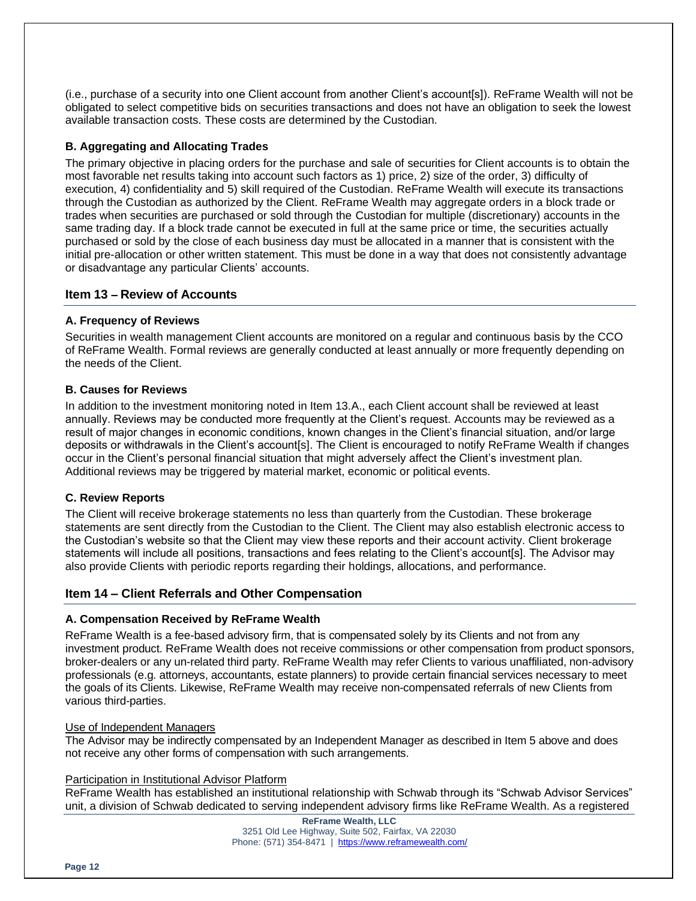(i.e., purchase of a security into one Client account from another Client's account[s]). ReFrame Wealth will not be obligated to select competitive bids on securities transactions and does not have an obligation to seek the lowest available transaction costs. These costs are determined by the Custodian.

### B. Aggregating and Allocating Trades

The primary objective in placing orders for the purchase and sale of securities for Client accounts is to obtain the most favorable net results taking into account such factors as 1) price, 2) size of the order, 3) difficulty of execution, 4) confidentiality and 5) skill required of the Custodian. ReFrame Wealth will execute its transactions through the Custodian as authorized by the Client. ReFrame Wealth may aggregate orders in a block trade or trades when securities are purchased or sold through the Custodian for multiple (discretionary) accounts in the same trading day. If a block trade cannot be executed in full at the same price or time, the securities actually purchased or sold by the close of each business day must be allocated in a manner that is consistent with the initial pre-allocation or other written statement. This must be done in a way that does not consistently advantage or disadvantage any particular Clients' accounts.

## Item 13 – Review of Accounts

### A. Frequency of Reviews

Securities in wealth management Client accounts are monitored on a regular and continuous basis by the CCO of ReFrame Wealth. Formal reviews are generally conducted at least annually or more frequently depending on the needs of the Client.

### B. Causes for Reviews

In addition to the investment monitoring noted in Item 13.A., each Client account shall be reviewed at least annually. Reviews may be conducted more frequently at the Client's request. Accounts may be reviewed as a result of major changes in economic conditions, known changes in the Client's financial situation, and/or large deposits or withdrawals in the Client's account[s]. The Client is encouraged to notify ReFrame Wealth if changes occur in the Client's personal financial situation that might adversely affect the Client's investment plan. Additional reviews may be triggered by material market, economic or political events.

### C. Review Reports

The Client will receive brokerage statements no less than quarterly from the Custodian. These brokerage statements are sent directly from the Custodian to the Client. The Client may also establish electronic access to the Custodian's website so that the Client may view these reports and their account activity. Client brokerage statements will include all positions, transactions and fees relating to the Client's account[s]. The Advisor may also provide Clients with periodic reports regarding their holdings, allocations, and performance.

## Item 14 – Client Referrals and Other Compensation

### A. Compensation Received by ReFrame Wealth

ReFrame Wealth is a fee-based advisory firm, that is compensated solely by its Clients and not from any investment product. ReFrame Wealth does not receive commissions or other compensation from product sponsors, broker-dealers or any un-related third party. ReFrame Wealth may refer Clients to various unaffiliated, non-advisory professionals (e.g. attorneys, accountants, estate planners) to provide certain financial services necessary to meet the goals of its Clients. Likewise, ReFrame Wealth may receive non-compensated referrals of new Clients from various third-parties.

Use of Independent Managers

The Advisor may be indirectly compensated by an Independent Manager as described in Item 5 above and does not receive any other forms of compensation with such arrangements.

Participation in Institutional Advisor Platform

ReFrame Wealth has established an institutional relationship with Schwab through its "Schwab Advisor Services" unit, a division of Schwab dedicated to serving independent advisory firms like ReFrame Wealth. As a registered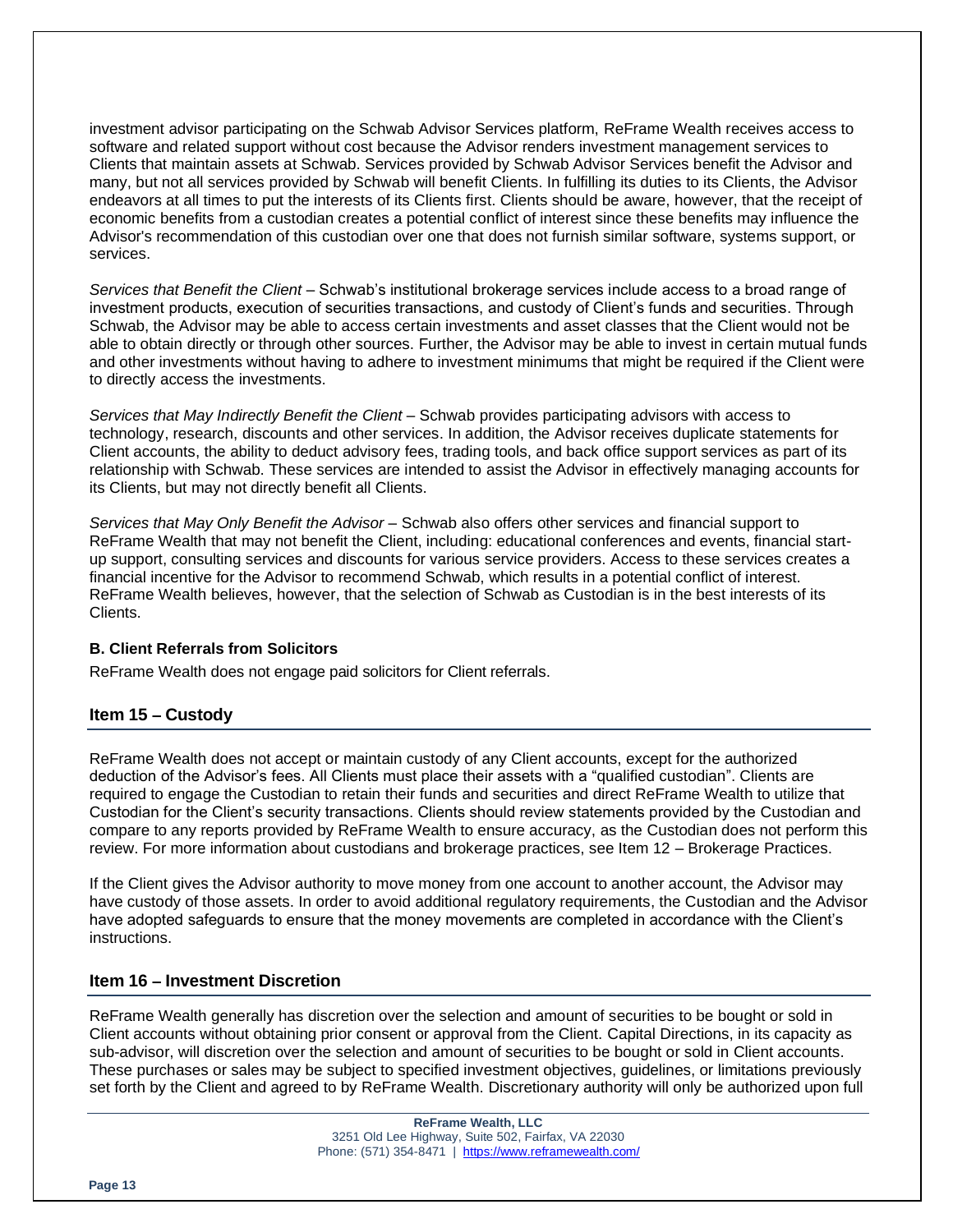investment advisor participating on the Schwab Advisor Services platform, ReFrame Wealth receives access to software and related support without cost because the Advisor renders investment management services to Clients that maintain assets at Schwab. Services provided by Schwab Advisor Services benefit the Advisor and many, but not all services provided by Schwab will benefit Clients. In fulfilling its duties to its Clients, the Advisor endeavors at all times to put the interests of its Clients first. Clients should be aware, however, that the receipt of economic benefits from a custodian creates a potential conflict of interest since these benefits may influence the Advisor's recommendation of this custodian over one that does not furnish similar software, systems support, or services.

*Services that Benefit the Client* – Schwab's institutional brokerage services include access to a broad range of investment products, execution of securities transactions, and custody of Client's funds and securities. Through Schwab, the Advisor may be able to access certain investments and asset classes that the Client would not be able to obtain directly or through other sources. Further, the Advisor may be able to invest in certain mutual funds and other investments without having to adhere to investment minimums that might be required if the Client were to directly access the investments.

*Services that May Indirectly Benefit the Client* – Schwab provides participating advisors with access to technology, research, discounts and other services. In addition, the Advisor receives duplicate statements for Client accounts, the ability to deduct advisory fees, trading tools, and back office support services as part of its relationship with Schwab. These services are intended to assist the Advisor in effectively managing accounts for its Clients, but may not directly benefit all Clients.

*Services that May Only Benefit the Advisor* – Schwab also offers other services and financial support to ReFrame Wealth that may not benefit the Client, including: educational conferences and events, financial start-up support, consulting services and discounts for various service providers. Access to these services creates a financial incentive for the Advisor to recommend Schwab, which results in a potential conflict of interest. ReFrame Wealth believes, however, that the selection of Schwab as Custodian is in the best interests of its Clients.

### B. Client Referrals from Solicitors

ReFrame Wealth does not engage paid solicitors for Client referrals.

## Item 15 – Custody

ReFrame Wealth does not accept or maintain custody of any Client accounts, except for the authorized deduction of the Advisor's fees. All Clients must place their assets with a "qualified custodian". Clients are required to engage the Custodian to retain their funds and securities and direct ReFrame Wealth to utilize that Custodian for the Client's security transactions. Clients should review statements provided by the Custodian and compare to any reports provided by ReFrame Wealth to ensure accuracy, as the Custodian does not perform this review. For more information about custodians and brokerage practices, see Item 12 – Brokerage Practices.

If the Client gives the Advisor authority to move money from one account to another account, the Advisor may have custody of those assets. In order to avoid additional regulatory requirements, the Custodian and the Advisor have adopted safeguards to ensure that the money movements are completed in accordance with the Client's instructions.

## Item 16 – Investment Discretion

ReFrame Wealth generally has discretion over the selection and amount of securities to be bought or sold in Client accounts without obtaining prior consent or approval from the Client. Capital Directions, in its capacity as sub-advisor, will discretion over the selection and amount of securities to be bought or sold in Client accounts. These purchases or sales may be subject to specified investment objectives, guidelines, or limitations previously set forth by the Client and agreed to by ReFrame Wealth. Discretionary authority will only be authorized upon full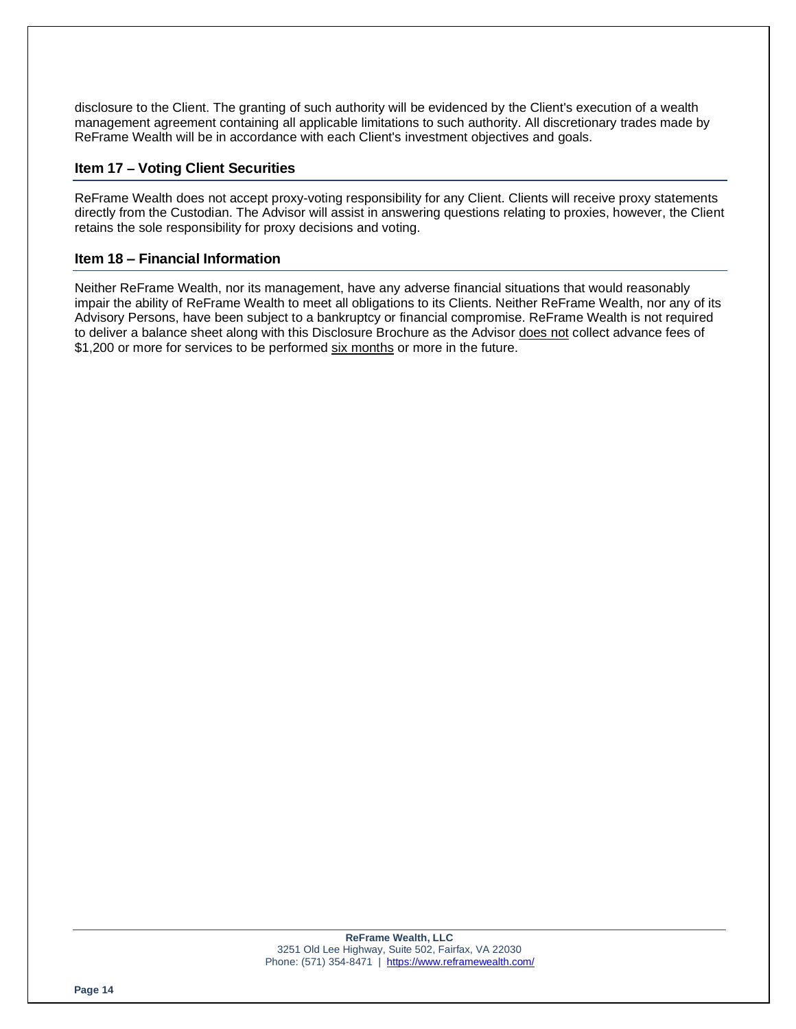disclosure to the Client. The granting of such authority will be evidenced by the Client's execution of a wealth management agreement containing all applicable limitations to such authority. All discretionary trades made by ReFrame Wealth will be in accordance with each Client's investment objectives and goals.

## Item 17 – Voting Client Securities

ReFrame Wealth does not accept proxy-voting responsibility for any Client. Clients will receive proxy statements directly from the Custodian. The Advisor will assist in answering questions relating to proxies, however, the Client retains the sole responsibility for proxy decisions and voting.

## Item 18 – Financial Information

Neither ReFrame Wealth, nor its management, have any adverse financial situations that would reasonably impair the ability of ReFrame Wealth to meet all obligations to its Clients. Neither ReFrame Wealth, nor any of its Advisory Persons, have been subject to a bankruptcy or financial compromise. ReFrame Wealth is not required to deliver a balance sheet along with this Disclosure Brochure as the Advisor does not collect advance fees of $1,200 or more for services to be performed six months or more in the future.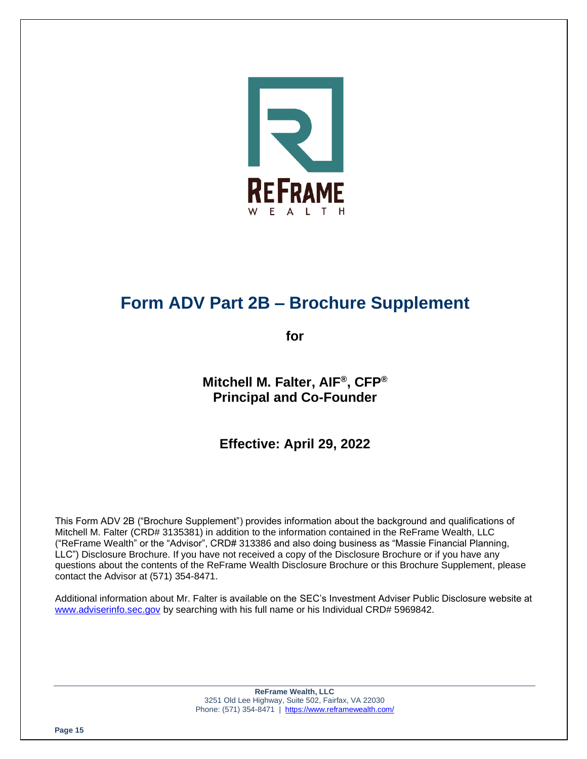# Form ADV Part 2B – Brochure Supplement

**for**

**Mitchell M. Falter, AIF®, CFP®**
**Principal and Co-Founder**

**Effective: April 29, 2022**

This Form ADV 2B ("Brochure Supplement") provides information about the background and qualifications of Mitchell M. Falter (CRD# 3135381) in addition to the information contained in the ReFrame Wealth, LLC ("ReFrame Wealth" or the "Advisor", CRD# 313386 and also doing business as "Massie Financial Planning, LLC") Disclosure Brochure. If you have not received a copy of the Disclosure Brochure or if you have any questions about the contents of the ReFrame Wealth Disclosure Brochure or this Brochure Supplement, please contact the Advisor at (571) 354-8471.

Additional information about Mr. Falter is available on the SEC's Investment Adviser Public Disclosure website at www.adviserinfo.sec.gov by searching with his full name or his Individual CRD# 5969842.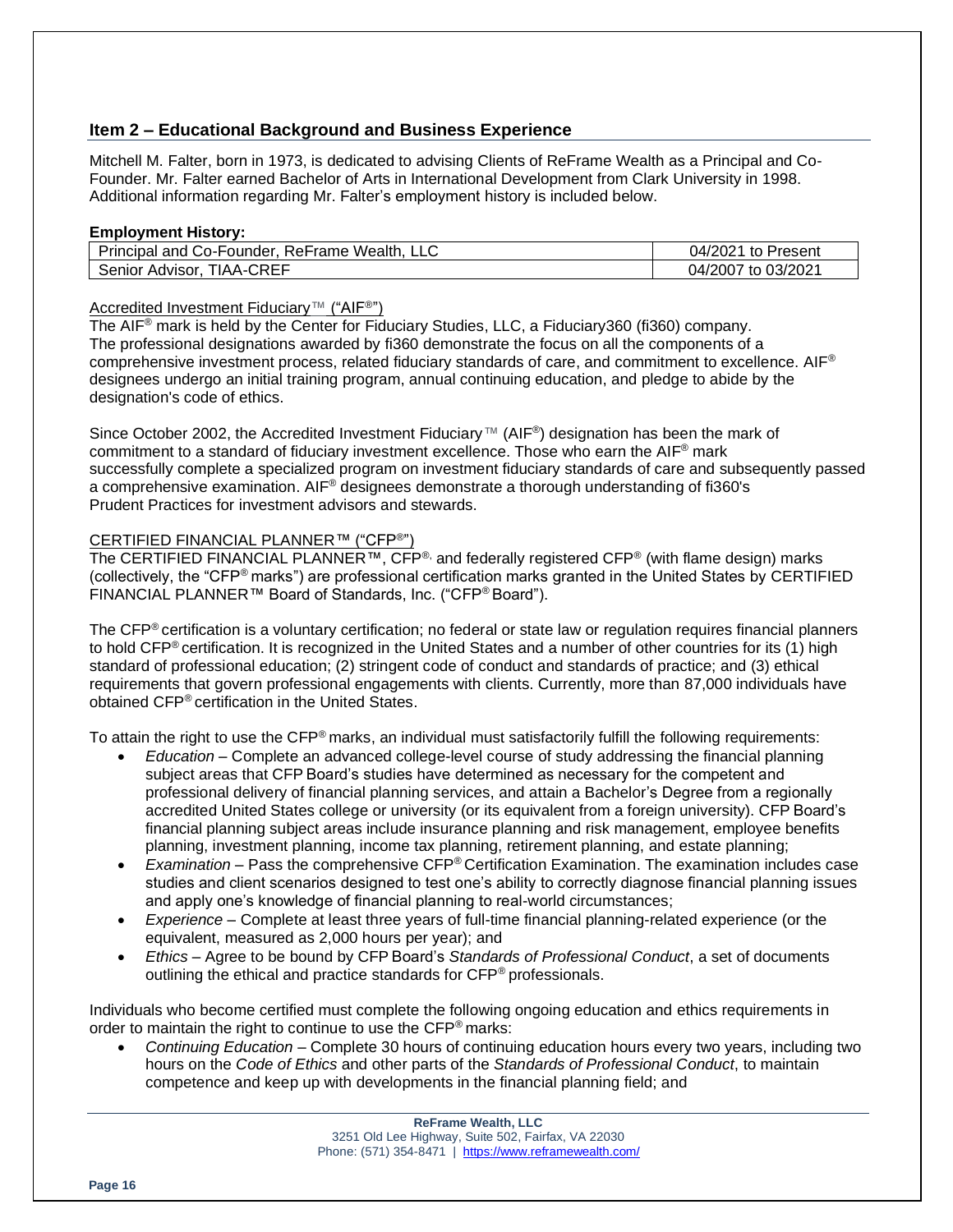## Item 2 – Educational Background and Business Experience

Mitchell M. Falter, born in 1973, is dedicated to advising Clients of ReFrame Wealth as a Principal and Co-Founder. Mr. Falter earned Bachelor of Arts in International Development from Clark University in 1998. Additional information regarding Mr. Falter's employment history is included below.

**Employment History:**

| Principal and Co-Founder, ReFrame Wealth, LLC | 04/2021 to Present |
|---|---|
| Senior Advisor, TIAA-CREF | 04/2007 to 03/2021 |

Accredited Investment Fiduciary™ ("AIF®")

The AIF® mark is held by the Center for Fiduciary Studies, LLC, a Fiduciary360 (fi360) company. The professional designations awarded by fi360 demonstrate the focus on all the components of a comprehensive investment process, related fiduciary standards of care, and commitment to excellence. AIF® designees undergo an initial training program, annual continuing education, and pledge to abide by the designation's code of ethics.

Since October 2002, the Accredited Investment Fiduciary™ (AIF®) designation has been the mark of commitment to a standard of fiduciary investment excellence. Those who earn the AIF® mark successfully complete a specialized program on investment fiduciary standards of care and subsequently passed a comprehensive examination. AIF® designees demonstrate a thorough understanding of fi360's Prudent Practices for investment advisors and stewards.

CERTIFIED FINANCIAL PLANNER™ ("CFP®")

The CERTIFIED FINANCIAL PLANNER™, CFP®, and federally registered CFP® (with flame design) marks (collectively, the "CFP® marks") are professional certification marks granted in the United States by CERTIFIED FINANCIAL PLANNER™ Board of Standards, Inc. ("CFP® Board").

The CFP® certification is a voluntary certification; no federal or state law or regulation requires financial planners to hold CFP® certification. It is recognized in the United States and a number of other countries for its (1) high standard of professional education; (2) stringent code of conduct and standards of practice; and (3) ethical requirements that govern professional engagements with clients. Currently, more than 87,000 individuals have obtained CFP® certification in the United States.

To attain the right to use the CFP® marks, an individual must satisfactorily fulfill the following requirements:

- *Education* – Complete an advanced college-level course of study addressing the financial planning subject areas that CFP Board's studies have determined as necessary for the competent and professional delivery of financial planning services, and attain a Bachelor's Degree from a regionally accredited United States college or university (or its equivalent from a foreign university). CFP Board's financial planning subject areas include insurance planning and risk management, employee benefits planning, investment planning, income tax planning, retirement planning, and estate planning;
- *Examination* – Pass the comprehensive CFP® Certification Examination. The examination includes case studies and client scenarios designed to test one's ability to correctly diagnose financial planning issues and apply one's knowledge of financial planning to real-world circumstances;
- *Experience* – Complete at least three years of full-time financial planning-related experience (or the equivalent, measured as 2,000 hours per year); and
- *Ethics* – Agree to be bound by CFP Board's *Standards of Professional Conduct*, a set of documents outlining the ethical and practice standards for CFP® professionals.

Individuals who become certified must complete the following ongoing education and ethics requirements in order to maintain the right to continue to use the CFP® marks:

- *Continuing Education* – Complete 30 hours of continuing education hours every two years, including two hours on the *Code of Ethics* and other parts of the *Standards of Professional Conduct*, to maintain competence and keep up with developments in the financial planning field; and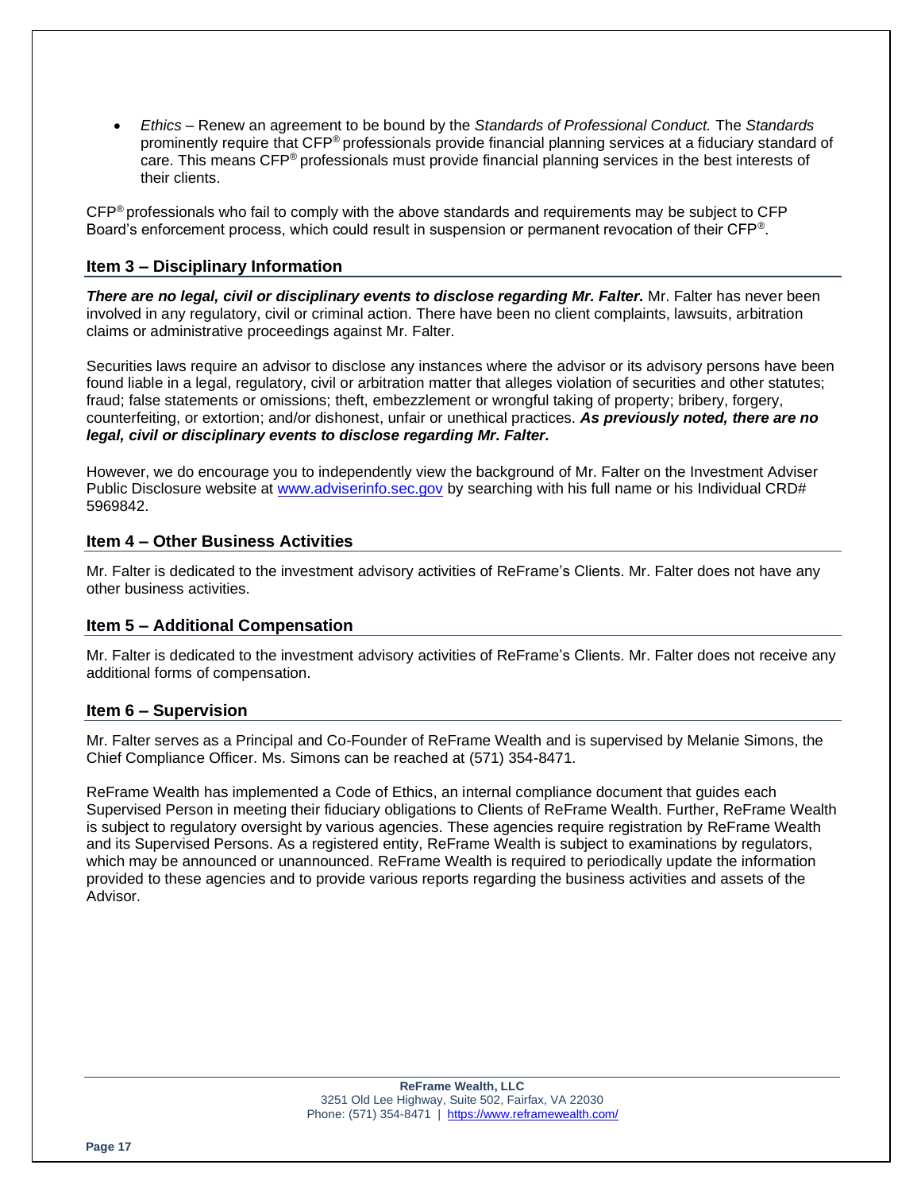- *Ethics* – Renew an agreement to be bound by the *Standards of Professional Conduct.* The *Standards* prominently require that CFP® professionals provide financial planning services at a fiduciary standard of care. This means CFP® professionals must provide financial planning services in the best interests of their clients.

CFP® professionals who fail to comply with the above standards and requirements may be subject to CFP Board's enforcement process, which could result in suspension or permanent revocation of their CFP®.

## Item 3 – Disciplinary Information

***There are no legal, civil or disciplinary events to disclose regarding Mr. Falter.*** Mr. Falter has never been involved in any regulatory, civil or criminal action. There have been no client complaints, lawsuits, arbitration claims or administrative proceedings against Mr. Falter.

Securities laws require an advisor to disclose any instances where the advisor or its advisory persons have been found liable in a legal, regulatory, civil or arbitration matter that alleges violation of securities and other statutes; fraud; false statements or omissions; theft, embezzlement or wrongful taking of property; bribery, forgery, counterfeiting, or extortion; and/or dishonest, unfair or unethical practices. ***As previously noted, there are no legal, civil or disciplinary events to disclose regarding Mr. Falter.***

However, we do encourage you to independently view the background of Mr. Falter on the Investment Adviser Public Disclosure website at [www.adviserinfo.sec.gov](http://www.adviserinfo.sec.gov) by searching with his full name or his Individual CRD# 5969842.

## Item 4 – Other Business Activities

Mr. Falter is dedicated to the investment advisory activities of ReFrame's Clients. Mr. Falter does not have any other business activities.

## Item 5 – Additional Compensation

Mr. Falter is dedicated to the investment advisory activities of ReFrame's Clients. Mr. Falter does not receive any additional forms of compensation.

## Item 6 – Supervision

Mr. Falter serves as a Principal and Co-Founder of ReFrame Wealth and is supervised by Melanie Simons, the Chief Compliance Officer. Ms. Simons can be reached at (571) 354-8471.

ReFrame Wealth has implemented a Code of Ethics, an internal compliance document that guides each Supervised Person in meeting their fiduciary obligations to Clients of ReFrame Wealth. Further, ReFrame Wealth is subject to regulatory oversight by various agencies. These agencies require registration by ReFrame Wealth and its Supervised Persons. As a registered entity, ReFrame Wealth is subject to examinations by regulators, which may be announced or unannounced. ReFrame Wealth is required to periodically update the information provided to these agencies and to provide various reports regarding the business activities and assets of the Advisor.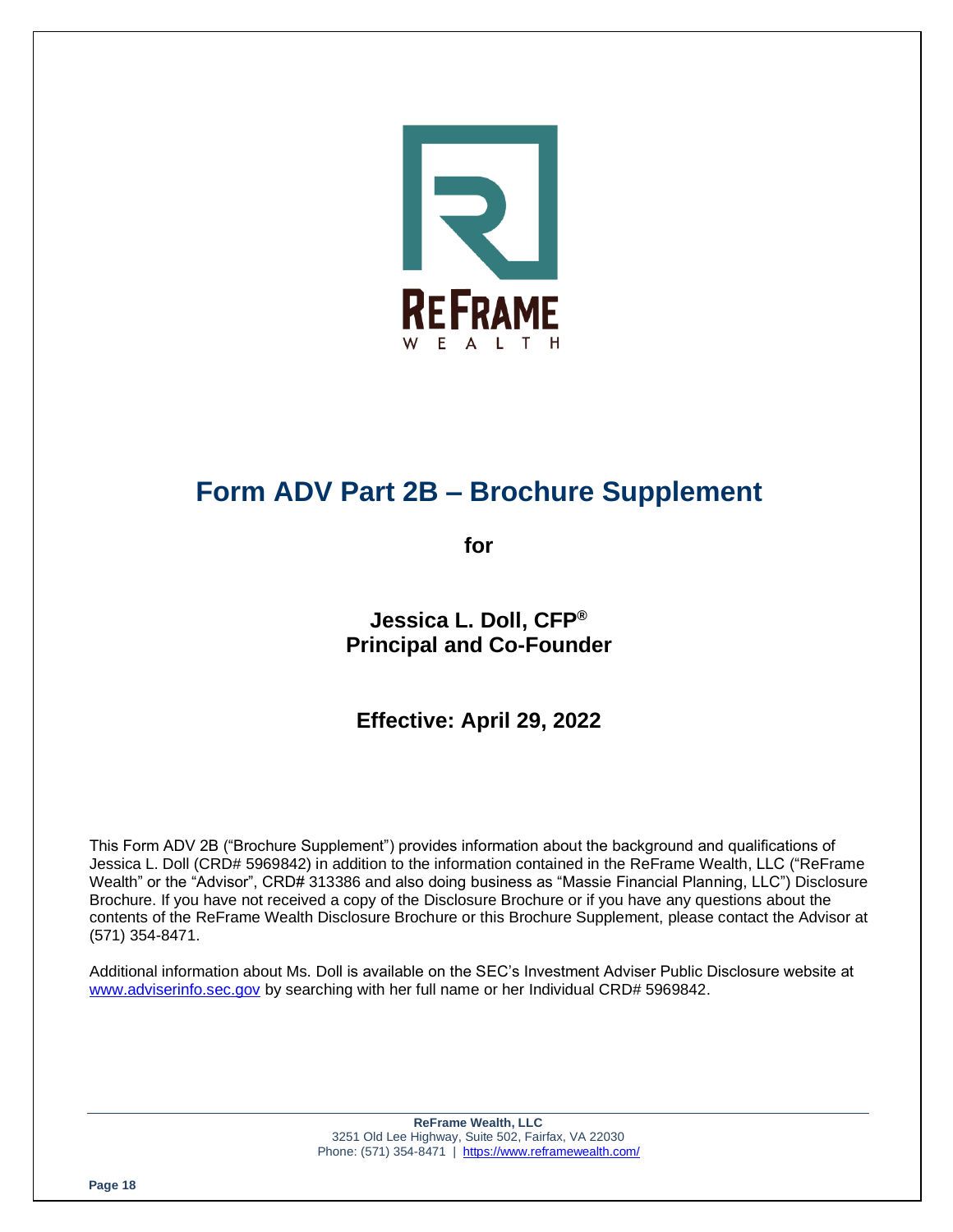# Form ADV Part 2B – Brochure Supplement

**for**

**Jessica L. Doll, CFP®**
**Principal and Co-Founder**

**Effective: April 29, 2022**

This Form ADV 2B ("Brochure Supplement") provides information about the background and qualifications of Jessica L. Doll (CRD# 5969842) in addition to the information contained in the ReFrame Wealth, LLC ("ReFrame Wealth" or the "Advisor", CRD# 313386 and also doing business as "Massie Financial Planning, LLC") Disclosure Brochure. If you have not received a copy of the Disclosure Brochure or if you have any questions about the contents of the ReFrame Wealth Disclosure Brochure or this Brochure Supplement, please contact the Advisor at (571) 354-8471.

Additional information about Ms. Doll is available on the SEC's Investment Adviser Public Disclosure website at www.adviserinfo.sec.gov by searching with her full name or her Individual CRD# 5969842.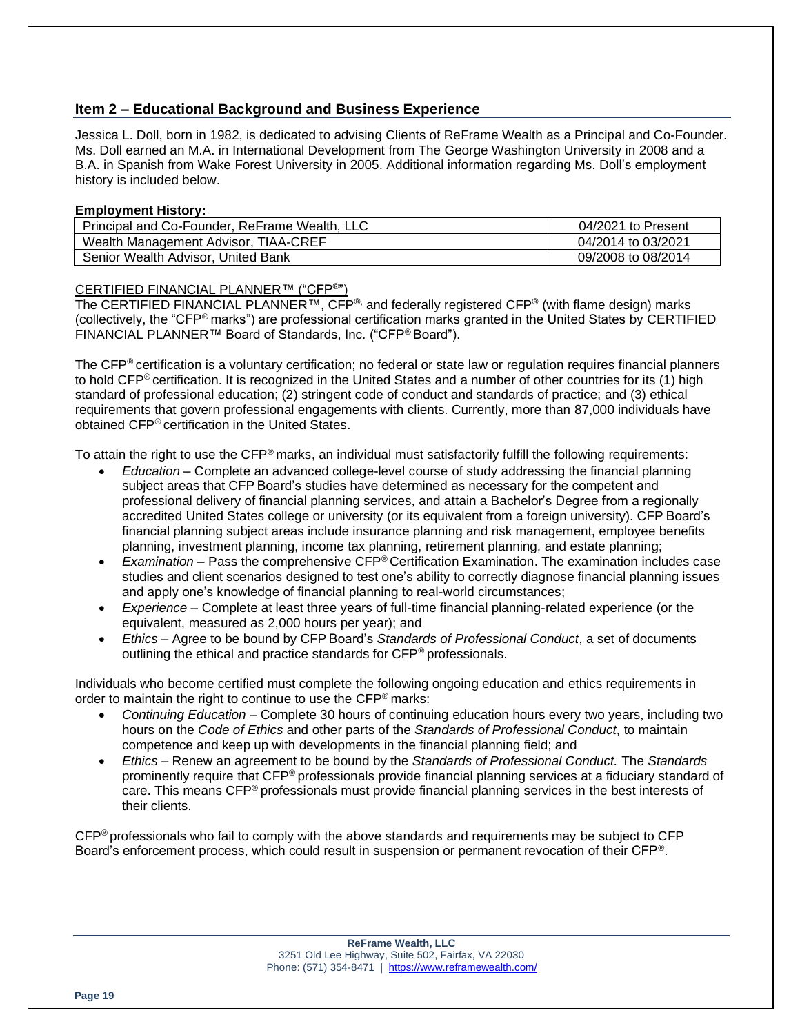## Item 2 – Educational Background and Business Experience

Jessica L. Doll, born in 1982, is dedicated to advising Clients of ReFrame Wealth as a Principal and Co-Founder. Ms. Doll earned an M.A. in International Development from The George Washington University in 2008 and a B.A. in Spanish from Wake Forest University in 2005. Additional information regarding Ms. Doll's employment history is included below.

**Employment History:**

| | |
|---|---|
| Principal and Co-Founder, ReFrame Wealth, LLC | 04/2021 to Present |
| Wealth Management Advisor, TIAA-CREF | 04/2014 to 03/2021 |
| Senior Wealth Advisor, United Bank | 09/2008 to 08/2014 |

<u>CERTIFIED FINANCIAL PLANNER™ ("CFP®")</u>

The CERTIFIED FINANCIAL PLANNER™, CFP®, and federally registered CFP® (with flame design) marks (collectively, the "CFP® marks") are professional certification marks granted in the United States by CERTIFIED FINANCIAL PLANNER™ Board of Standards, Inc. ("CFP® Board").

The CFP® certification is a voluntary certification; no federal or state law or regulation requires financial planners to hold CFP® certification. It is recognized in the United States and a number of other countries for its (1) high standard of professional education; (2) stringent code of conduct and standards of practice; and (3) ethical requirements that govern professional engagements with clients. Currently, more than 87,000 individuals have obtained CFP® certification in the United States.

To attain the right to use the CFP® marks, an individual must satisfactorily fulfill the following requirements:

- *Education* – Complete an advanced college-level course of study addressing the financial planning subject areas that CFP Board's studies have determined as necessary for the competent and professional delivery of financial planning services, and attain a Bachelor's Degree from a regionally accredited United States college or university (or its equivalent from a foreign university). CFP Board's financial planning subject areas include insurance planning and risk management, employee benefits planning, investment planning, income tax planning, retirement planning, and estate planning;
- *Examination* – Pass the comprehensive CFP® Certification Examination. The examination includes case studies and client scenarios designed to test one's ability to correctly diagnose financial planning issues and apply one's knowledge of financial planning to real-world circumstances;
- *Experience* – Complete at least three years of full-time financial planning-related experience (or the equivalent, measured as 2,000 hours per year); and
- *Ethics* – Agree to be bound by CFP Board's *Standards of Professional Conduct*, a set of documents outlining the ethical and practice standards for CFP® professionals.

Individuals who become certified must complete the following ongoing education and ethics requirements in order to maintain the right to continue to use the CFP® marks:

- *Continuing Education* – Complete 30 hours of continuing education hours every two years, including two hours on the *Code of Ethics* and other parts of the *Standards of Professional Conduct*, to maintain competence and keep up with developments in the financial planning field; and
- *Ethics* – Renew an agreement to be bound by the *Standards of Professional Conduct.* The *Standards* prominently require that CFP® professionals provide financial planning services at a fiduciary standard of care. This means CFP® professionals must provide financial planning services in the best interests of their clients.

CFP® professionals who fail to comply with the above standards and requirements may be subject to CFP Board's enforcement process, which could result in suspension or permanent revocation of their CFP®.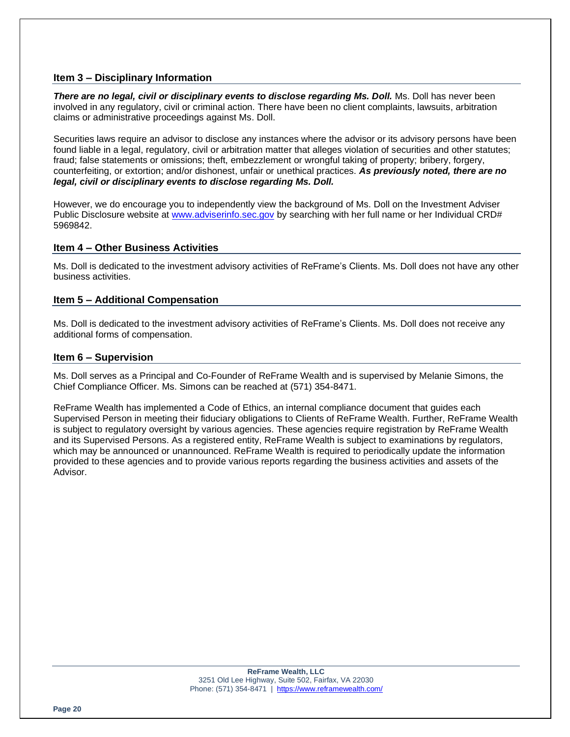## Item 3 – Disciplinary Information

***There are no legal, civil or disciplinary events to disclose regarding Ms. Doll.*** Ms. Doll has never been involved in any regulatory, civil or criminal action. There have been no client complaints, lawsuits, arbitration claims or administrative proceedings against Ms. Doll.

Securities laws require an advisor to disclose any instances where the advisor or its advisory persons have been found liable in a legal, regulatory, civil or arbitration matter that alleges violation of securities and other statutes; fraud; false statements or omissions; theft, embezzlement or wrongful taking of property; bribery, forgery, counterfeiting, or extortion; and/or dishonest, unfair or unethical practices. ***As previously noted, there are no legal, civil or disciplinary events to disclose regarding Ms. Doll.***

However, we do encourage you to independently view the background of Ms. Doll on the Investment Adviser Public Disclosure website at [www.adviserinfo.sec.gov](http://www.adviserinfo.sec.gov) by searching with her full name or her Individual CRD# 5969842.

## Item 4 – Other Business Activities

Ms. Doll is dedicated to the investment advisory activities of ReFrame's Clients. Ms. Doll does not have any other business activities.

## Item 5 – Additional Compensation

Ms. Doll is dedicated to the investment advisory activities of ReFrame's Clients. Ms. Doll does not receive any additional forms of compensation.

## Item 6 – Supervision

Ms. Doll serves as a Principal and Co-Founder of ReFrame Wealth and is supervised by Melanie Simons, the Chief Compliance Officer. Ms. Simons can be reached at (571) 354-8471.

ReFrame Wealth has implemented a Code of Ethics, an internal compliance document that guides each Supervised Person in meeting their fiduciary obligations to Clients of ReFrame Wealth. Further, ReFrame Wealth is subject to regulatory oversight by various agencies. These agencies require registration by ReFrame Wealth and its Supervised Persons. As a registered entity, ReFrame Wealth is subject to examinations by regulators, which may be announced or unannounced. ReFrame Wealth is required to periodically update the information provided to these agencies and to provide various reports regarding the business activities and assets of the Advisor.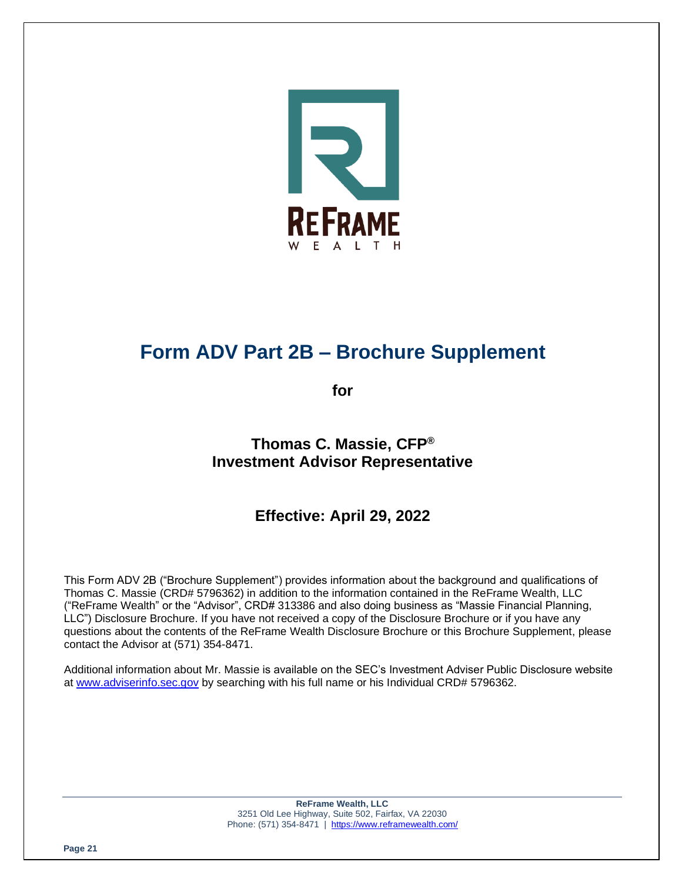# Form ADV Part 2B – Brochure Supplement

**for**

## Thomas C. Massie, CFP®
## Investment Advisor Representative

## Effective: April 29, 2022

This Form ADV 2B ("Brochure Supplement") provides information about the background and qualifications of Thomas C. Massie (CRD# 5796362) in addition to the information contained in the ReFrame Wealth, LLC ("ReFrame Wealth" or the "Advisor", CRD# 313386 and also doing business as "Massie Financial Planning, LLC") Disclosure Brochure. If you have not received a copy of the Disclosure Brochure or if you have any questions about the contents of the ReFrame Wealth Disclosure Brochure or this Brochure Supplement, please contact the Advisor at (571) 354-8471.

Additional information about Mr. Massie is available on the SEC's Investment Adviser Public Disclosure website at www.adviserinfo.sec.gov by searching with his full name or his Individual CRD# 5796362.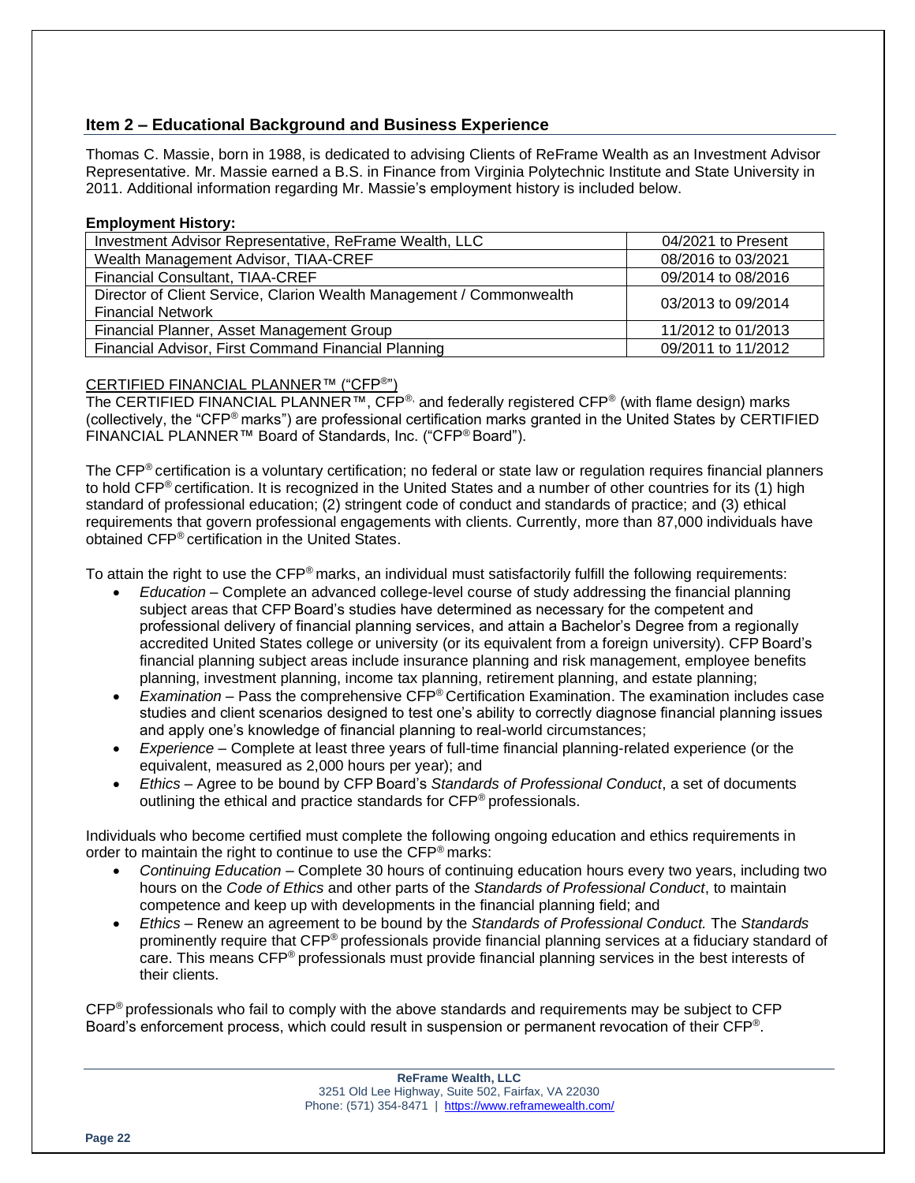## Item 2 – Educational Background and Business Experience

Thomas C. Massie, born in 1988, is dedicated to advising Clients of ReFrame Wealth as an Investment Advisor Representative. Mr. Massie earned a B.S. in Finance from Virginia Polytechnic Institute and State University in 2011. Additional information regarding Mr. Massie's employment history is included below.

**Employment History:**

| | |
|---|---|
| Investment Advisor Representative, ReFrame Wealth, LLC | 04/2021 to Present |
| Wealth Management Advisor, TIAA-CREF | 08/2016 to 03/2021 |
| Financial Consultant, TIAA-CREF | 09/2014 to 08/2016 |
| Director of Client Service, Clarion Wealth Management / Commonwealth Financial Network | 03/2013 to 09/2014 |
| Financial Planner, Asset Management Group | 11/2012 to 01/2013 |
| Financial Advisor, First Command Financial Planning | 09/2011 to 11/2012 |

CERTIFIED FINANCIAL PLANNER™ ("CFP®")

The CERTIFIED FINANCIAL PLANNER™, CFP®, and federally registered CFP® (with flame design) marks (collectively, the "CFP® marks") are professional certification marks granted in the United States by CERTIFIED FINANCIAL PLANNER™ Board of Standards, Inc. ("CFP® Board").

The CFP® certification is a voluntary certification; no federal or state law or regulation requires financial planners to hold CFP® certification. It is recognized in the United States and a number of other countries for its (1) high standard of professional education; (2) stringent code of conduct and standards of practice; and (3) ethical requirements that govern professional engagements with clients. Currently, more than 87,000 individuals have obtained CFP® certification in the United States.

To attain the right to use the CFP® marks, an individual must satisfactorily fulfill the following requirements:

- *Education* – Complete an advanced college-level course of study addressing the financial planning subject areas that CFP Board's studies have determined as necessary for the competent and professional delivery of financial planning services, and attain a Bachelor's Degree from a regionally accredited United States college or university (or its equivalent from a foreign university). CFP Board's financial planning subject areas include insurance planning and risk management, employee benefits planning, investment planning, income tax planning, retirement planning, and estate planning;
- *Examination* – Pass the comprehensive CFP® Certification Examination. The examination includes case studies and client scenarios designed to test one's ability to correctly diagnose financial planning issues and apply one's knowledge of financial planning to real-world circumstances;
- *Experience* – Complete at least three years of full-time financial planning-related experience (or the equivalent, measured as 2,000 hours per year); and
- *Ethics* – Agree to be bound by CFP Board's *Standards of Professional Conduct*, a set of documents outlining the ethical and practice standards for CFP® professionals.

Individuals who become certified must complete the following ongoing education and ethics requirements in order to maintain the right to continue to use the CFP® marks:

- *Continuing Education* – Complete 30 hours of continuing education hours every two years, including two hours on the *Code of Ethics* and other parts of the *Standards of Professional Conduct*, to maintain competence and keep up with developments in the financial planning field; and
- *Ethics* – Renew an agreement to be bound by the *Standards of Professional Conduct.* The *Standards* prominently require that CFP® professionals provide financial planning services at a fiduciary standard of care. This means CFP® professionals must provide financial planning services in the best interests of their clients.

CFP® professionals who fail to comply with the above standards and requirements may be subject to CFP Board's enforcement process, which could result in suspension or permanent revocation of their CFP®.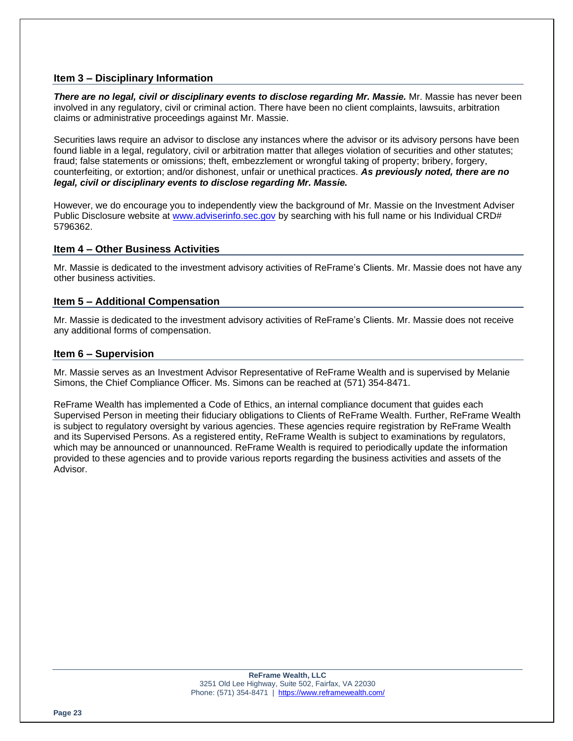## Item 3 – Disciplinary Information

***There are no legal, civil or disciplinary events to disclose regarding Mr. Massie.*** Mr. Massie has never been involved in any regulatory, civil or criminal action. There have been no client complaints, lawsuits, arbitration claims or administrative proceedings against Mr. Massie.

Securities laws require an advisor to disclose any instances where the advisor or its advisory persons have been found liable in a legal, regulatory, civil or arbitration matter that alleges violation of securities and other statutes; fraud; false statements or omissions; theft, embezzlement or wrongful taking of property; bribery, forgery, counterfeiting, or extortion; and/or dishonest, unfair or unethical practices. ***As previously noted, there are no legal, civil or disciplinary events to disclose regarding Mr. Massie.***

However, we do encourage you to independently view the background of Mr. Massie on the Investment Adviser Public Disclosure website at [www.adviserinfo.sec.gov](http://www.adviserinfo.sec.gov) by searching with his full name or his Individual CRD# 5796362.

## Item 4 – Other Business Activities

Mr. Massie is dedicated to the investment advisory activities of ReFrame's Clients. Mr. Massie does not have any other business activities.

## Item 5 – Additional Compensation

Mr. Massie is dedicated to the investment advisory activities of ReFrame's Clients. Mr. Massie does not receive any additional forms of compensation.

## Item 6 – Supervision

Mr. Massie serves as an Investment Advisor Representative of ReFrame Wealth and is supervised by Melanie Simons, the Chief Compliance Officer. Ms. Simons can be reached at (571) 354-8471.

ReFrame Wealth has implemented a Code of Ethics, an internal compliance document that guides each Supervised Person in meeting their fiduciary obligations to Clients of ReFrame Wealth. Further, ReFrame Wealth is subject to regulatory oversight by various agencies. These agencies require registration by ReFrame Wealth and its Supervised Persons. As a registered entity, ReFrame Wealth is subject to examinations by regulators, which may be announced or unannounced. ReFrame Wealth is required to periodically update the information provided to these agencies and to provide various reports regarding the business activities and assets of the Advisor.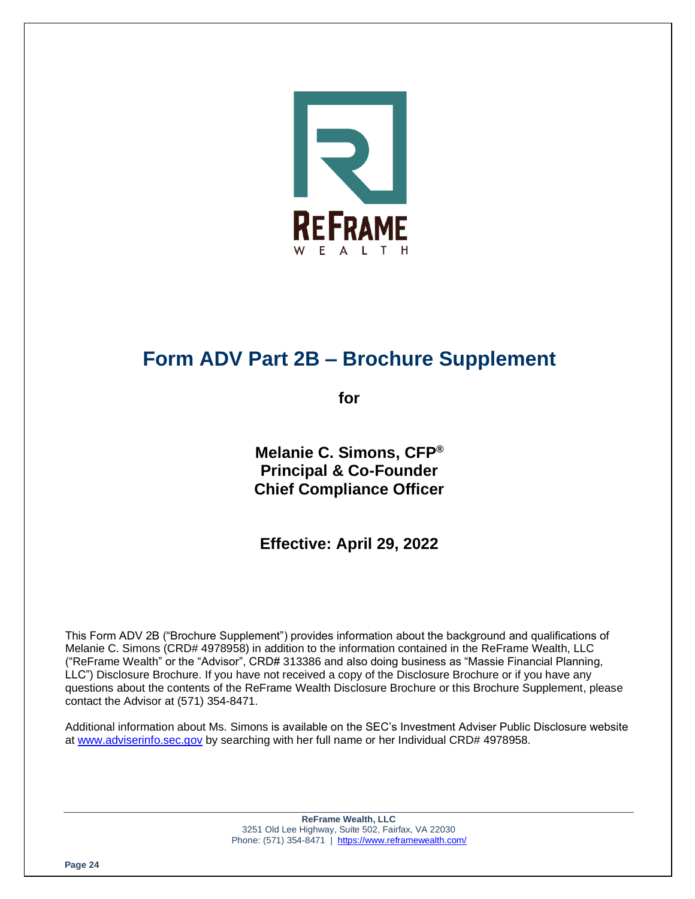# Form ADV Part 2B – Brochure Supplement

**for**

**Melanie C. Simons, CFP®**
**Principal & Co-Founder**
**Chief Compliance Officer**

**Effective: April 29, 2022**

This Form ADV 2B ("Brochure Supplement") provides information about the background and qualifications of Melanie C. Simons (CRD# 4978958) in addition to the information contained in the ReFrame Wealth, LLC ("ReFrame Wealth" or the "Advisor", CRD# 313386 and also doing business as "Massie Financial Planning, LLC") Disclosure Brochure. If you have not received a copy of the Disclosure Brochure or if you have any questions about the contents of the ReFrame Wealth Disclosure Brochure or this Brochure Supplement, please contact the Advisor at (571) 354-8471.

Additional information about Ms. Simons is available on the SEC's Investment Adviser Public Disclosure website at www.adviserinfo.sec.gov by searching with her full name or her Individual CRD# 4978958.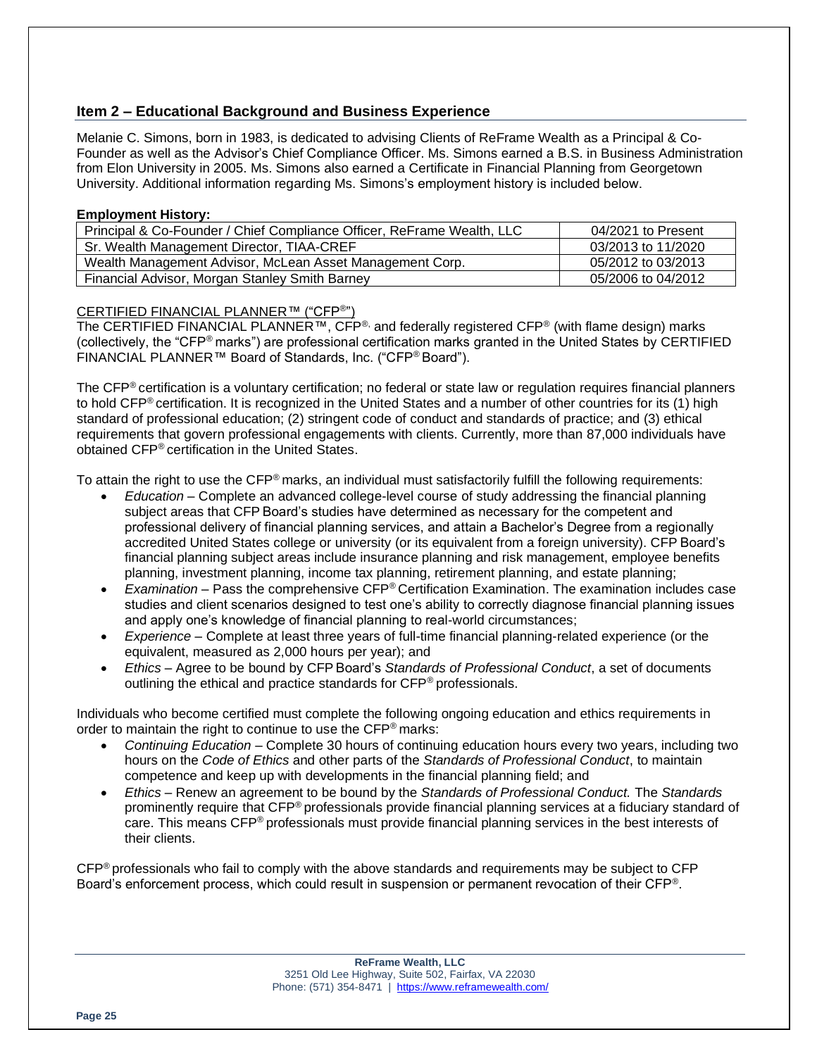## Item 2 – Educational Background and Business Experience

Melanie C. Simons, born in 1983, is dedicated to advising Clients of ReFrame Wealth as a Principal & Co-Founder as well as the Advisor's Chief Compliance Officer. Ms. Simons earned a B.S. in Business Administration from Elon University in 2005. Ms. Simons also earned a Certificate in Financial Planning from Georgetown University. Additional information regarding Ms. Simons's employment history is included below.

**Employment History:**

| | |
|---|---|
| Principal & Co-Founder / Chief Compliance Officer, ReFrame Wealth, LLC | 04/2021 to Present |
| Sr. Wealth Management Director, TIAA-CREF | 03/2013 to 11/2020 |
| Wealth Management Advisor, McLean Asset Management Corp. | 05/2012 to 03/2013 |
| Financial Advisor, Morgan Stanley Smith Barney | 05/2006 to 04/2012 |

CERTIFIED FINANCIAL PLANNER™ ("CFP®")

The CERTIFIED FINANCIAL PLANNER™, CFP®, and federally registered CFP® (with flame design) marks (collectively, the "CFP® marks") are professional certification marks granted in the United States by CERTIFIED FINANCIAL PLANNER™ Board of Standards, Inc. ("CFP® Board").

The CFP® certification is a voluntary certification; no federal or state law or regulation requires financial planners to hold CFP® certification. It is recognized in the United States and a number of other countries for its (1) high standard of professional education; (2) stringent code of conduct and standards of practice; and (3) ethical requirements that govern professional engagements with clients. Currently, more than 87,000 individuals have obtained CFP® certification in the United States.

To attain the right to use the CFP® marks, an individual must satisfactorily fulfill the following requirements:

- *Education* – Complete an advanced college-level course of study addressing the financial planning subject areas that CFP Board's studies have determined as necessary for the competent and professional delivery of financial planning services, and attain a Bachelor's Degree from a regionally accredited United States college or university (or its equivalent from a foreign university). CFP Board's financial planning subject areas include insurance planning and risk management, employee benefits planning, investment planning, income tax planning, retirement planning, and estate planning;
- *Examination* – Pass the comprehensive CFP® Certification Examination. The examination includes case studies and client scenarios designed to test one's ability to correctly diagnose financial planning issues and apply one's knowledge of financial planning to real-world circumstances;
- *Experience* – Complete at least three years of full-time financial planning-related experience (or the equivalent, measured as 2,000 hours per year); and
- *Ethics* – Agree to be bound by CFP Board's *Standards of Professional Conduct*, a set of documents outlining the ethical and practice standards for CFP® professionals.

Individuals who become certified must complete the following ongoing education and ethics requirements in order to maintain the right to continue to use the CFP® marks:

- *Continuing Education* – Complete 30 hours of continuing education hours every two years, including two hours on the *Code of Ethics* and other parts of the *Standards of Professional Conduct*, to maintain competence and keep up with developments in the financial planning field; and
- *Ethics* – Renew an agreement to be bound by the *Standards of Professional Conduct.* The *Standards* prominently require that CFP® professionals provide financial planning services at a fiduciary standard of care. This means CFP® professionals must provide financial planning services in the best interests of their clients.

CFP® professionals who fail to comply with the above standards and requirements may be subject to CFP Board's enforcement process, which could result in suspension or permanent revocation of their CFP®.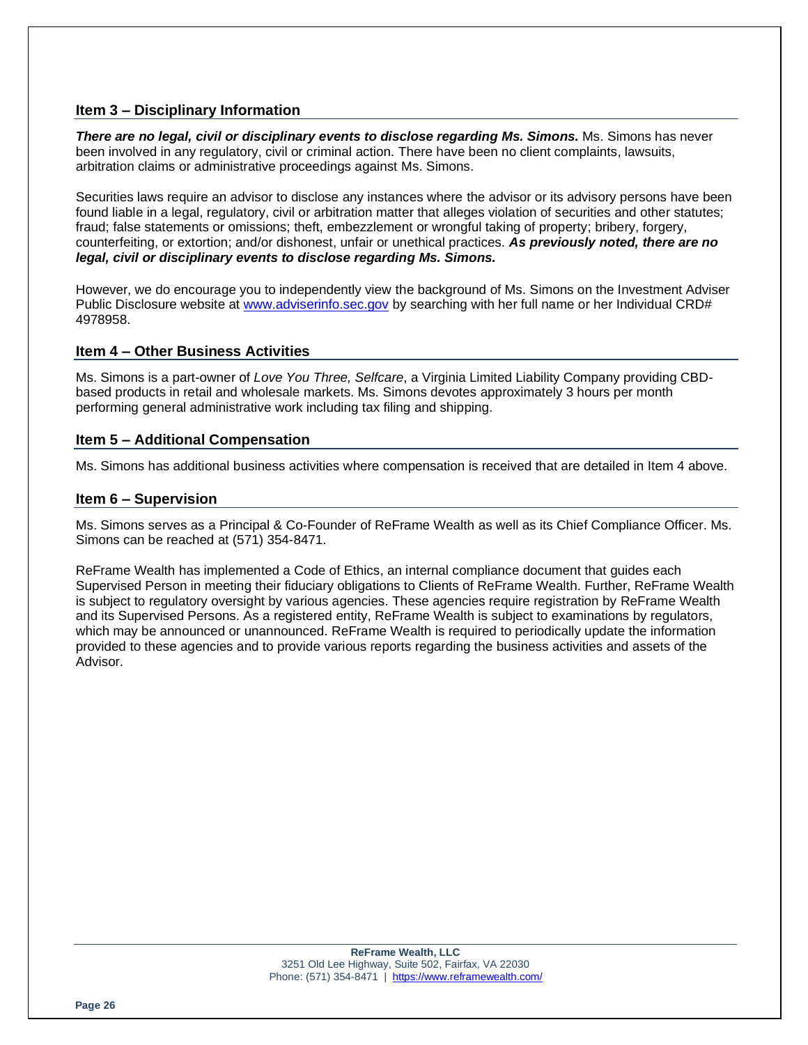## Item 3 – Disciplinary Information

***There are no legal, civil or disciplinary events to disclose regarding Ms. Simons.*** Ms. Simons has never been involved in any regulatory, civil or criminal action. There have been no client complaints, lawsuits, arbitration claims or administrative proceedings against Ms. Simons.

Securities laws require an advisor to disclose any instances where the advisor or its advisory persons have been found liable in a legal, regulatory, civil or arbitration matter that alleges violation of securities and other statutes; fraud; false statements or omissions; theft, embezzlement or wrongful taking of property; bribery, forgery, counterfeiting, or extortion; and/or dishonest, unfair or unethical practices. ***As previously noted, there are no legal, civil or disciplinary events to disclose regarding Ms. Simons.***

However, we do encourage you to independently view the background of Ms. Simons on the Investment Adviser Public Disclosure website at [www.adviserinfo.sec.gov](http://www.adviserinfo.sec.gov) by searching with her full name or her Individual CRD# 4978958.

## Item 4 – Other Business Activities

Ms. Simons is a part-owner of *Love You Three, Selfcare*, a Virginia Limited Liability Company providing CBD-based products in retail and wholesale markets. Ms. Simons devotes approximately 3 hours per month performing general administrative work including tax filing and shipping.

## Item 5 – Additional Compensation

Ms. Simons has additional business activities where compensation is received that are detailed in Item 4 above.

## Item 6 – Supervision

Ms. Simons serves as a Principal & Co-Founder of ReFrame Wealth as well as its Chief Compliance Officer. Ms. Simons can be reached at (571) 354-8471.

ReFrame Wealth has implemented a Code of Ethics, an internal compliance document that guides each Supervised Person in meeting their fiduciary obligations to Clients of ReFrame Wealth. Further, ReFrame Wealth is subject to regulatory oversight by various agencies. These agencies require registration by ReFrame Wealth and its Supervised Persons. As a registered entity, ReFrame Wealth is subject to examinations by regulators, which may be announced or unannounced. ReFrame Wealth is required to periodically update the information provided to these agencies and to provide various reports regarding the business activities and assets of the Advisor.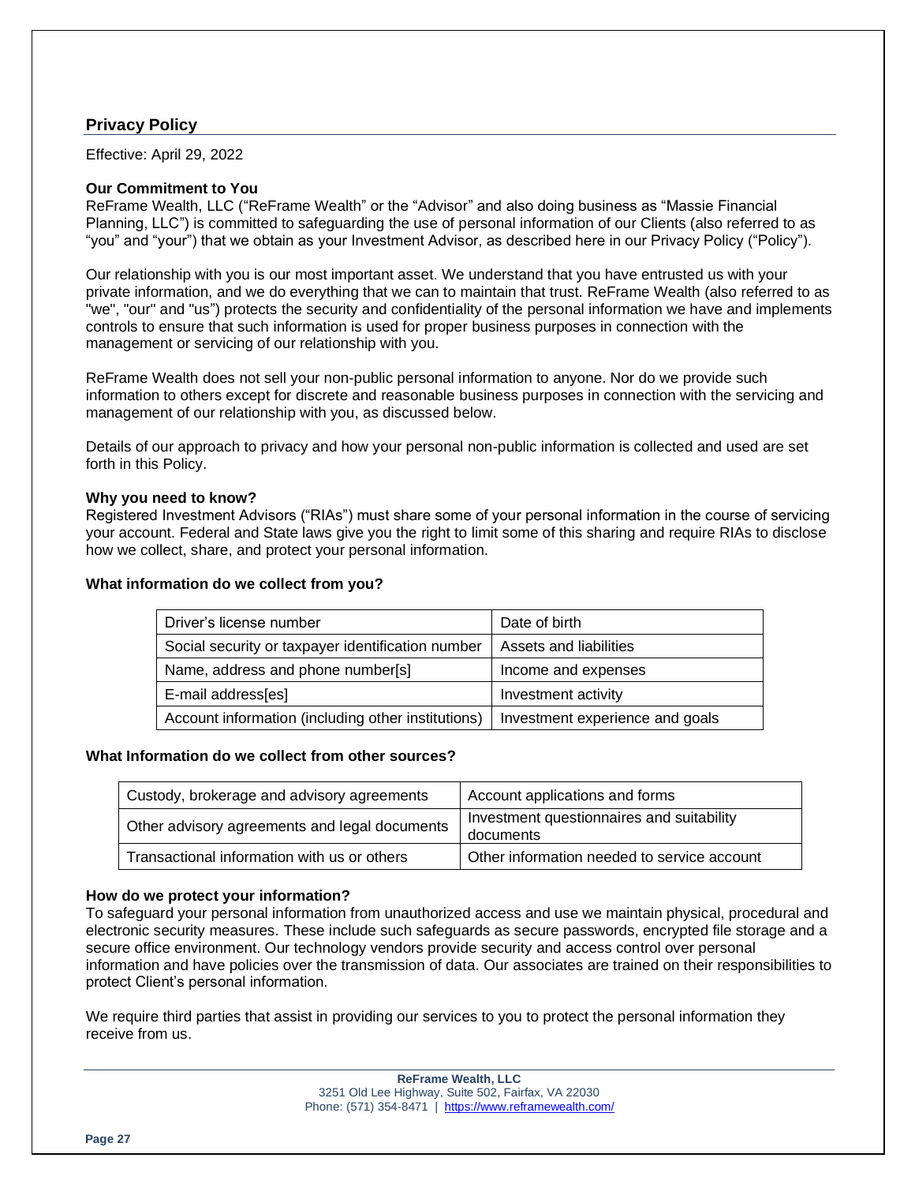## Privacy Policy

Effective: April 29, 2022

**Our Commitment to You**
ReFrame Wealth, LLC ("ReFrame Wealth" or the "Advisor" and also doing business as "Massie Financial Planning, LLC") is committed to safeguarding the use of personal information of our Clients (also referred to as "you" and "your") that we obtain as your Investment Advisor, as described here in our Privacy Policy ("Policy").

Our relationship with you is our most important asset. We understand that you have entrusted us with your private information, and we do everything that we can to maintain that trust. ReFrame Wealth (also referred to as "we", "our" and "us") protects the security and confidentiality of the personal information we have and implements controls to ensure that such information is used for proper business purposes in connection with the management or servicing of our relationship with you.

ReFrame Wealth does not sell your non-public personal information to anyone. Nor do we provide such information to others except for discrete and reasonable business purposes in connection with the servicing and management of our relationship with you, as discussed below.

Details of our approach to privacy and how your personal non-public information is collected and used are set forth in this Policy.

**Why you need to know?**
Registered Investment Advisors ("RIAs") must share some of your personal information in the course of servicing your account. Federal and State laws give you the right to limit some of this sharing and require RIAs to disclose how we collect, share, and protect your personal information.

**What information do we collect from you?**

| | |
|---|---|
| Driver's license number | Date of birth |
| Social security or taxpayer identification number | Assets and liabilities |
| Name, address and phone number[s] | Income and expenses |
| E-mail address[es] | Investment activity |
| Account information (including other institutions) | Investment experience and goals |

**What Information do we collect from other sources?**

| | |
|---|---|
| Custody, brokerage and advisory agreements | Account applications and forms |
| Other advisory agreements and legal documents | Investment questionnaires and suitability documents |
| Transactional information with us or others | Other information needed to service account |

**How do we protect your information?**
To safeguard your personal information from unauthorized access and use we maintain physical, procedural and electronic security measures. These include such safeguards as secure passwords, encrypted file storage and a secure office environment. Our technology vendors provide security and access control over personal information and have policies over the transmission of data. Our associates are trained on their responsibilities to protect Client's personal information.

We require third parties that assist in providing our services to you to protect the personal information they receive from us.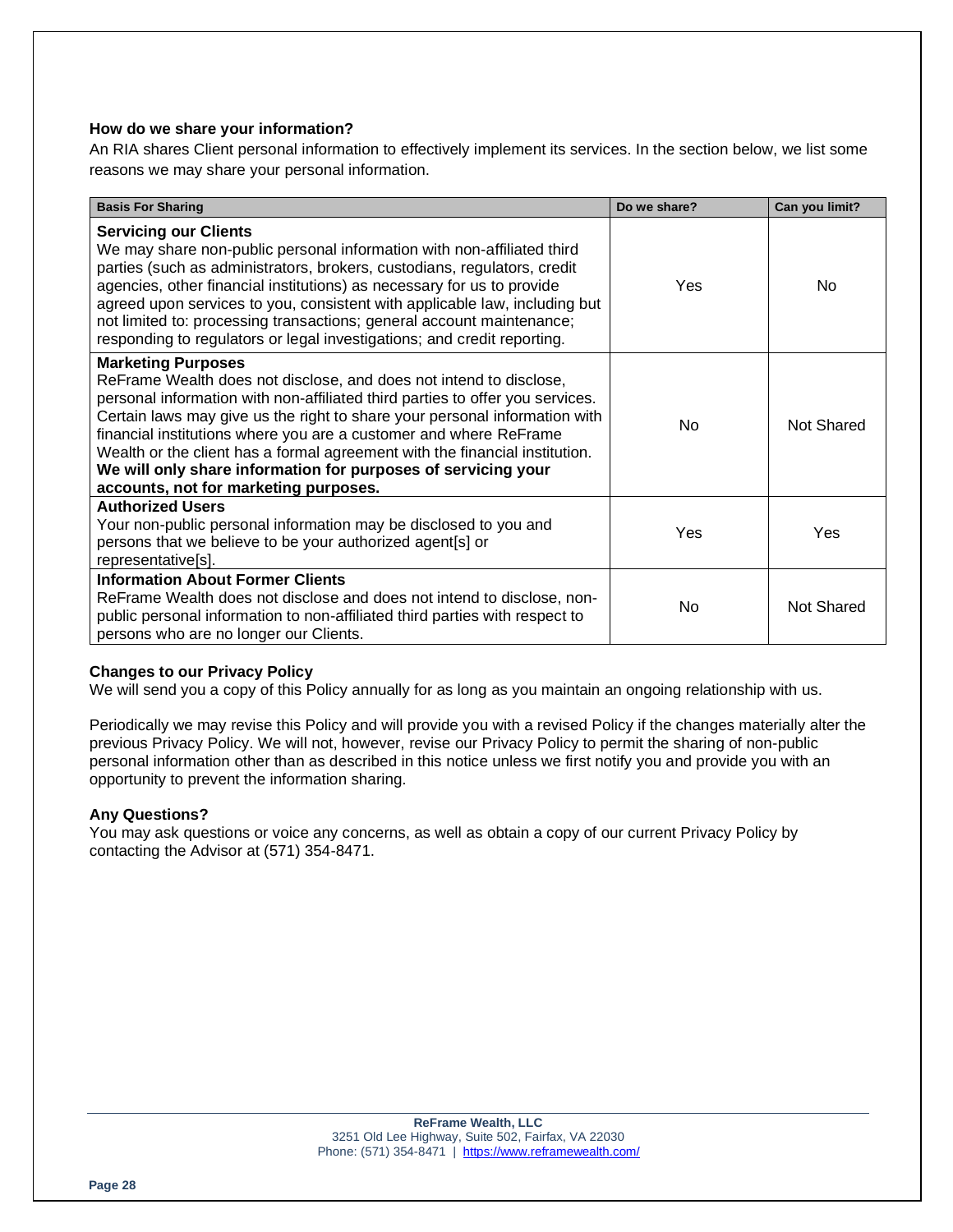### How do we share your information?

An RIA shares Client personal information to effectively implement its services. In the section below, we list some reasons we may share your personal information.

| Basis For Sharing | Do we share? | Can you limit? |
|---|---|---|
| **Servicing our Clients**<br>We may share non-public personal information with non-affiliated third parties (such as administrators, brokers, custodians, regulators, credit agencies, other financial institutions) as necessary for us to provide agreed upon services to you, consistent with applicable law, including but not limited to: processing transactions; general account maintenance; responding to regulators or legal investigations; and credit reporting. | Yes | No |
| **Marketing Purposes**<br>ReFrame Wealth does not disclose, and does not intend to disclose, personal information with non-affiliated third parties to offer you services. Certain laws may give us the right to share your personal information with financial institutions where you are a customer and where ReFrame Wealth or the client has a formal agreement with the financial institution. **We will only share information for purposes of servicing your accounts, not for marketing purposes.** | No | Not Shared |
| **Authorized Users**<br>Your non-public personal information may be disclosed to you and persons that we believe to be your authorized agent[s] or representative[s]. | Yes | Yes |
| **Information About Former Clients**<br>ReFrame Wealth does not disclose and does not intend to disclose, non-public personal information to non-affiliated third parties with respect to persons who are no longer our Clients. | No | Not Shared |

### Changes to our Privacy Policy

We will send you a copy of this Policy annually for as long as you maintain an ongoing relationship with us.

Periodically we may revise this Policy and will provide you with a revised Policy if the changes materially alter the previous Privacy Policy. We will not, however, revise our Privacy Policy to permit the sharing of non-public personal information other than as described in this notice unless we first notify you and provide you with an opportunity to prevent the information sharing.

### Any Questions?

You may ask questions or voice any concerns, as well as obtain a copy of our current Privacy Policy by contacting the Advisor at (571) 354-8471.